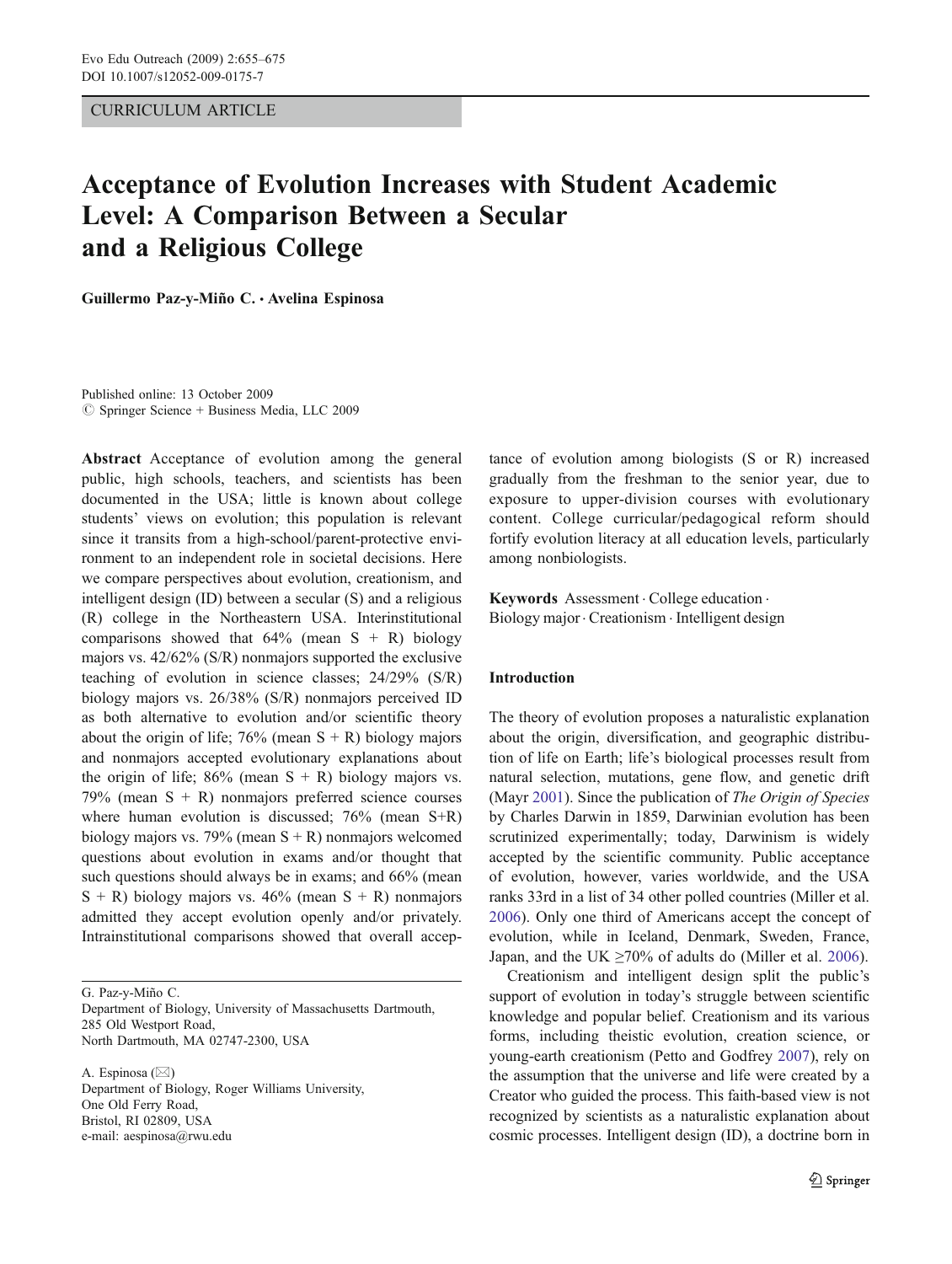CURRICULUM ARTICLE

# Acceptance of Evolution Increases with Student Academic Level: A Comparison Between a Secular and a Religious College

**Guillermo Paz-y-Miño C. · Avelina Espinosa**

Published online: 13 October 2009
© Springer Science + Business Media, LLC 2009

**Abstract** Acceptance of evolution among the general public, high schools, teachers, and scientists has been documented in the USA; little is known about college students' views on evolution; this population is relevant since it transits from a high-school/parent-protective environment to an independent role in societal decisions. Here we compare perspectives about evolution, creationism, and intelligent design (ID) between a secular (S) and a religious (R) college in the Northeastern USA. Interinstitutional comparisons showed that 64% (mean S + R) biology majors vs. 42/62% (S/R) nonmajors supported the exclusive teaching of evolution in science classes; 24/29% (S/R) biology majors vs. 26/38% (S/R) nonmajors perceived ID as both alternative to evolution and/or scientific theory about the origin of life; 76% (mean S + R) biology majors and nonmajors accepted evolutionary explanations about the origin of life; 86% (mean S + R) biology majors vs. 79% (mean S + R) nonmajors preferred science courses where human evolution is discussed; 76% (mean S+R) biology majors vs. 79% (mean S + R) nonmajors welcomed questions about evolution in exams and/or thought that such questions should always be in exams; and 66% (mean S + R) biology majors vs. 46% (mean S + R) nonmajors admitted they accept evolution openly and/or privately. Intrainstitutional comparisons showed that overall acceptance of evolution among biologists (S or R) increased gradually from the freshman to the senior year, due to exposure to upper-division courses with evolutionary content. College curricular/pedagogical reform should fortify evolution literacy at all education levels, particularly among nonbiologists.

**Keywords** Assessment · College education · Biology major · Creationism · Intelligent design

G. Paz-y-Miño C.
Department of Biology, University of Massachusetts Dartmouth,
285 Old Westport Road,
North Dartmouth, MA 02747-2300, USA

A. Espinosa (✉)
Department of Biology, Roger Williams University,
One Old Ferry Road,
Bristol, RI 02809, USA
e-mail: aespinosa@rwu.edu

## Introduction

The theory of evolution proposes a naturalistic explanation about the origin, diversification, and geographic distribution of life on Earth; life's biological processes result from natural selection, mutations, gene flow, and genetic drift (Mayr 2001). Since the publication of *The Origin of Species* by Charles Darwin in 1859, Darwinian evolution has been scrutinized experimentally; today, Darwinism is widely accepted by the scientific community. Public acceptance of evolution, however, varies worldwide, and the USA ranks 33rd in a list of 34 other polled countries (Miller et al. 2006). Only one third of Americans accept the concept of evolution, while in Iceland, Denmark, Sweden, France, Japan, and the UK ≥70% of adults do (Miller et al. 2006).

Creationism and intelligent design split the public's support of evolution in today's struggle between scientific knowledge and popular belief. Creationism and its various forms, including theistic evolution, creation science, or young-earth creationism (Petto and Godfrey 2007), rely on the assumption that the universe and life were created by a Creator who guided the process. This faith-based view is not recognized by scientists as a naturalistic explanation about cosmic processes. Intelligent design (ID), a doctrine born in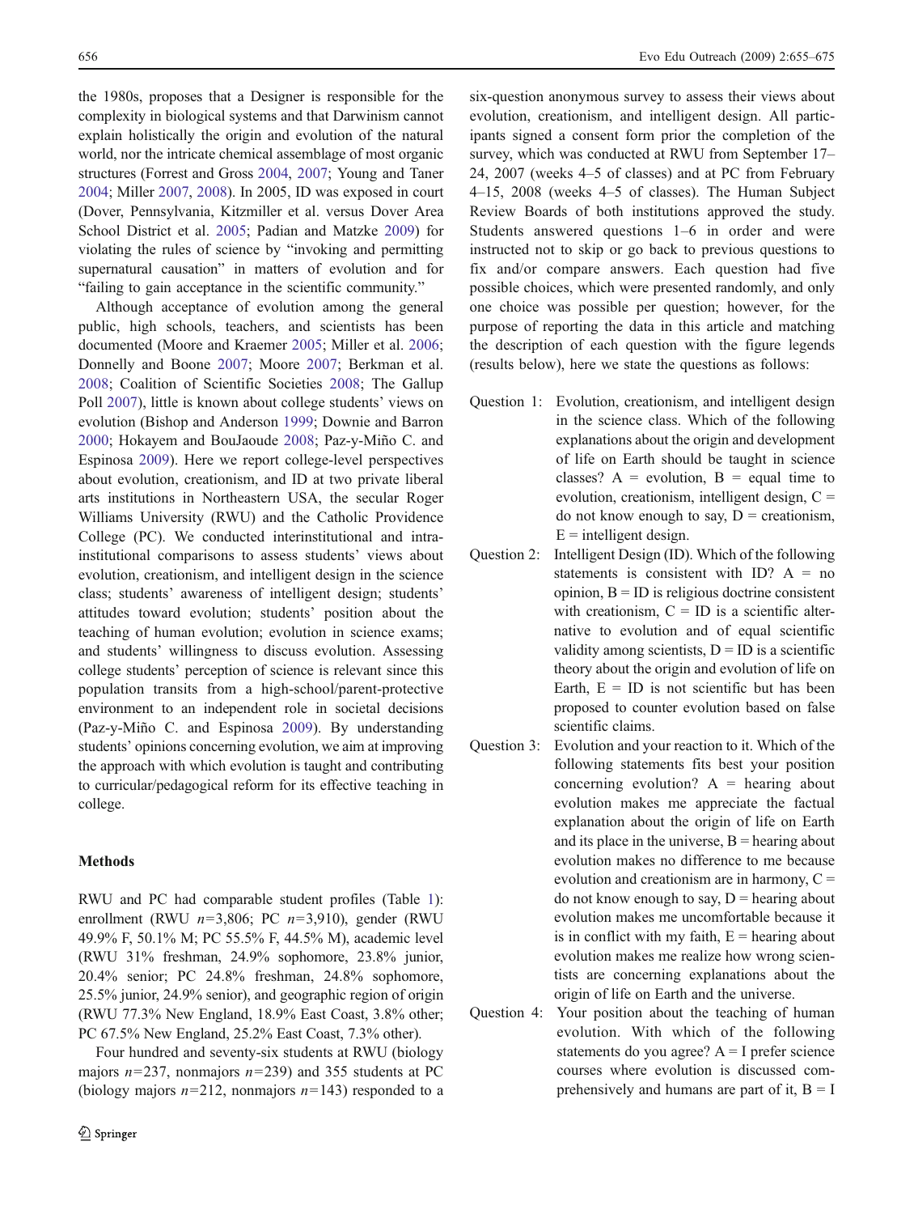the 1980s, proposes that a Designer is responsible for the complexity in biological systems and that Darwinism cannot explain holistically the origin and evolution of the natural world, nor the intricate chemical assemblage of most organic structures (Forrest and Gross 2004, 2007; Young and Taner 2004; Miller 2007, 2008). In 2005, ID was exposed in court (Dover, Pennsylvania, Kitzmiller et al. versus Dover Area School District et al. 2005; Padian and Matzke 2009) for violating the rules of science by "invoking and permitting supernatural causation" in matters of evolution and for "failing to gain acceptance in the scientific community."

Although acceptance of evolution among the general public, high schools, teachers, and scientists has been documented (Moore and Kraemer 2005; Miller et al. 2006; Donnelly and Boone 2007; Moore 2007; Berkman et al. 2008; Coalition of Scientific Societies 2008; The Gallup Poll 2007), little is known about college students' views on evolution (Bishop and Anderson 1999; Downie and Barron 2000; Hokayem and BouJaoude 2008; Paz-y-Miño C. and Espinosa 2009). Here we report college-level perspectives about evolution, creationism, and ID at two private liberal arts institutions in Northeastern USA, the secular Roger Williams University (RWU) and the Catholic Providence College (PC). We conducted interinstitutional and intra-institutional comparisons to assess students' views about evolution, creationism, and intelligent design in the science class; students' awareness of intelligent design; students' attitudes toward evolution; students' position about the teaching of human evolution; evolution in science exams; and students' willingness to discuss evolution. Assessing college students' perception of science is relevant since this population transits from a high-school/parent-protective environment to an independent role in societal decisions (Paz-y-Miño C. and Espinosa 2009). By understanding students' opinions concerning evolution, we aim at improving the approach with which evolution is taught and contributing to curricular/pedagogical reform for its effective teaching in college.

## Methods

RWU and PC had comparable student profiles (Table 1): enrollment (RWU $n$=3,806; PC $n$=3,910), gender (RWU 49.9% F, 50.1% M; PC 55.5% F, 44.5% M), academic level (RWU 31% freshman, 24.9% sophomore, 23.8% junior, 20.4% senior; PC 24.8% freshman, 24.8% sophomore, 25.5% junior, 24.9% senior), and geographic region of origin (RWU 77.3% New England, 18.9% East Coast, 3.8% other; PC 67.5% New England, 25.2% East Coast, 7.3% other).

Four hundred and seventy-six students at RWU (biology majors $n$=237, nonmajors $n$=239) and 355 students at PC (biology majors $n$=212, nonmajors $n$=143) responded to a six-question anonymous survey to assess their views about evolution, creationism, and intelligent design. All participants signed a consent form prior the completion of the survey, which was conducted at RWU from September 17–24, 2007 (weeks 4–5 of classes) and at PC from February 4–15, 2008 (weeks 4–5 of classes). The Human Subject Review Boards of both institutions approved the study. Students answered questions 1–6 in order and were instructed not to skip or go back to previous questions to fix and/or compare answers. Each question had five possible choices, which were presented randomly, and only one choice was possible per question; however, for the purpose of reporting the data in this article and matching the description of each question with the figure legends (results below), here we state the questions as follows:

- Question 1: Evolution, creationism, and intelligent design in the science class. Which of the following explanations about the origin and development of life on Earth should be taught in science classes? A = evolution, B = equal time to evolution, creationism, intelligent design, C = do not know enough to say, D = creationism, E = intelligent design.
- Question 2: Intelligent Design (ID). Which of the following statements is consistent with ID? A = no opinion, B = ID is religious doctrine consistent with creationism, C = ID is a scientific alternative to evolution and of equal scientific validity among scientists, D = ID is a scientific theory about the origin and evolution of life on Earth, E = ID is not scientific but has been proposed to counter evolution based on false scientific claims.
- Question 3: Evolution and your reaction to it. Which of the following statements fits best your position concerning evolution? A = hearing about evolution makes me appreciate the factual explanation about the origin of life on Earth and its place in the universe, B = hearing about evolution makes no difference to me because evolution and creationism are in harmony, C = do not know enough to say, D = hearing about evolution makes me uncomfortable because it is in conflict with my faith, E = hearing about evolution makes me realize how wrong scientists are concerning explanations about the origin of life on Earth and the universe.
- Question 4: Your position about the teaching of human evolution. With which of the following statements do you agree? A = I prefer science courses where evolution is discussed comprehensively and humans are part of it, B = I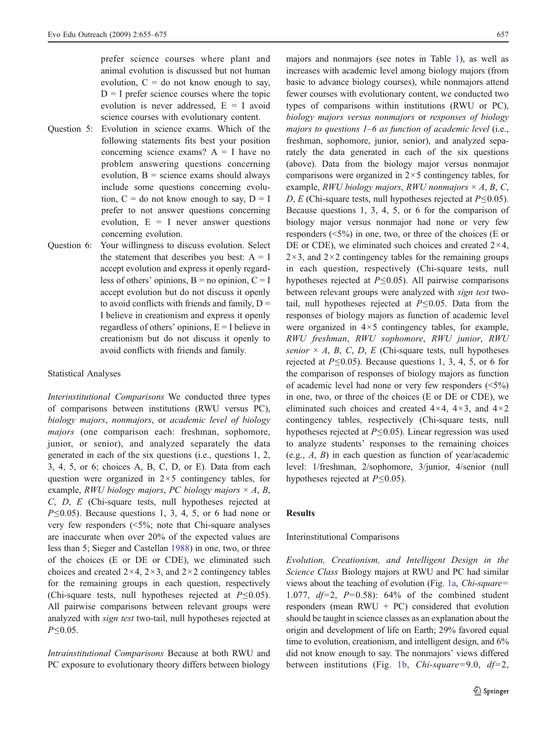prefer science courses where plant and animal evolution is discussed but not human evolution, C = do not know enough to say, D = I prefer science courses where the topic evolution is never addressed, E = I avoid science courses with evolutionary content.

Question 5: Evolution in science exams. Which of the following statements fits best your position concerning science exams? A = I have no problem answering questions concerning evolution, B = science exams should always include some questions concerning evolution, C = do not know enough to say, D = I prefer to not answer questions concerning evolution, E = I never answer questions concerning evolution.

Question 6: Your willingness to discuss evolution. Select the statement that describes you best: A = I accept evolution and express it openly regardless of others' opinions, B = no opinion, C = I accept evolution but do not discuss it openly to avoid conflicts with friends and family, D = I believe in creationism and express it openly regardless of others' opinions, E = I believe in creationism but do not discuss it openly to avoid conflicts with friends and family.

## Statistical Analyses

*Interinstitutional Comparisons* We conducted three types of comparisons between institutions (RWU versus PC), *biology majors*, *nonmajors*, or *academic level of biology majors* (one comparison each: freshman, sophomore, junior, or senior), and analyzed separately the data generated in each of the six questions (i.e., questions 1, 2, 3, 4, 5, or 6; choices A, B, C, D, or E). Data from each question were organized in $2 \times 5$ contingency tables, for example, *RWU biology majors*, *PC biology majors* × *A*, *B*, *C*, *D*, *E* (Chi-square tests, null hypotheses rejected at $P \leq 0.05$). Because questions 1, 3, 4, 5, or 6 had none or very few responders (<5%; note that Chi-square analyses are inaccurate when over 20% of the expected values are less than 5; Sieger and Castellan 1988) in one, two, or three of the choices (E or DE or CDE), we eliminated such choices and created $2 \times 4$, $2 \times 3$, and $2 \times 2$ contingency tables for the remaining groups in each question, respectively (Chi-square tests, null hypotheses rejected at $P \leq 0.05$). All pairwise comparisons between relevant groups were analyzed with *sign test* two-tail, null hypotheses rejected at $P \leq 0.05$.

*Intrainstitutional Comparisons* Because at both RWU and PC exposure to evolutionary theory differs between biology majors and nonmajors (see notes in Table 1), as well as increases with academic level among biology majors (from basic to advance biology courses), while nonmajors attend fewer courses with evolutionary content, we conducted two types of comparisons within institutions (RWU or PC), *biology majors versus nonmajors* or *responses of biology majors to questions 1–6 as function of academic level* (i.e., freshman, sophomore, junior, senior), and analyzed separately the data generated in each of the six questions (above). Data from the biology major versus nonmajor comparisons were organized in $2 \times 5$ contingency tables, for example, *RWU biology majors*, *RWU nonmajors* × *A*, *B*, *C*, *D*, *E* (Chi-square tests, null hypotheses rejected at $P \leq 0.05$). Because questions 1, 3, 4, 5, or 6 for the comparison of biology major versus nonmajor had none or very few responders (<5%) in one, two, or three of the choices (E or DE or CDE), we eliminated such choices and created $2 \times 4$, $2 \times 3$, and $2 \times 2$ contingency tables for the remaining groups in each question, respectively (Chi-square tests, null hypotheses rejected at $P \leq 0.05$). All pairwise comparisons between relevant groups were analyzed with *sign test* two-tail, null hypotheses rejected at $P \leq 0.05$. Data from the responses of biology majors as function of academic level were organized in $4 \times 5$ contingency tables, for example, *RWU freshman*, *RWU sophomore*, *RWU junior*, *RWU senior* × *A*, *B*, *C*, *D*, *E* (Chi-square tests, null hypotheses rejected at $P \leq 0.05$). Because questions 1, 3, 4, 5, or 6 for the comparison of responses of biology majors as function of academic level had none or very few responders (<5%) in one, two, or three of the choices (E or DE or CDE), we eliminated such choices and created $4 \times 4$, $4 \times 3$, and $4 \times 2$ contingency tables, respectively (Chi-square tests, null hypotheses rejected at $P \leq 0.05$). Linear regression was used to analyze students' responses to the remaining choices (e.g., *A*, *B*) in each question as function of year/academic level: 1/freshman, 2/sophomore, 3/junior, 4/senior (null hypotheses rejected at $P \leq 0.05$).

## Results

### Interinstitutional Comparisons

*Evolution, Creationism, and Intelligent Design in the Science Class* Biology majors at RWU and PC had similar views about the teaching of evolution (Fig. 1a, *Chi-square*= 1.077, *df*=2, *P*=0.58): 64% of the combined student responders (mean RWU + PC) considered that evolution should be taught in science classes as an explanation about the origin and development of life on Earth; 29% favored equal time to evolution, creationism, and intelligent design, and 6% did not know enough to say. The nonmajors' views differed between institutions (Fig. 1b, *Chi-square*=9.0, *df*=2,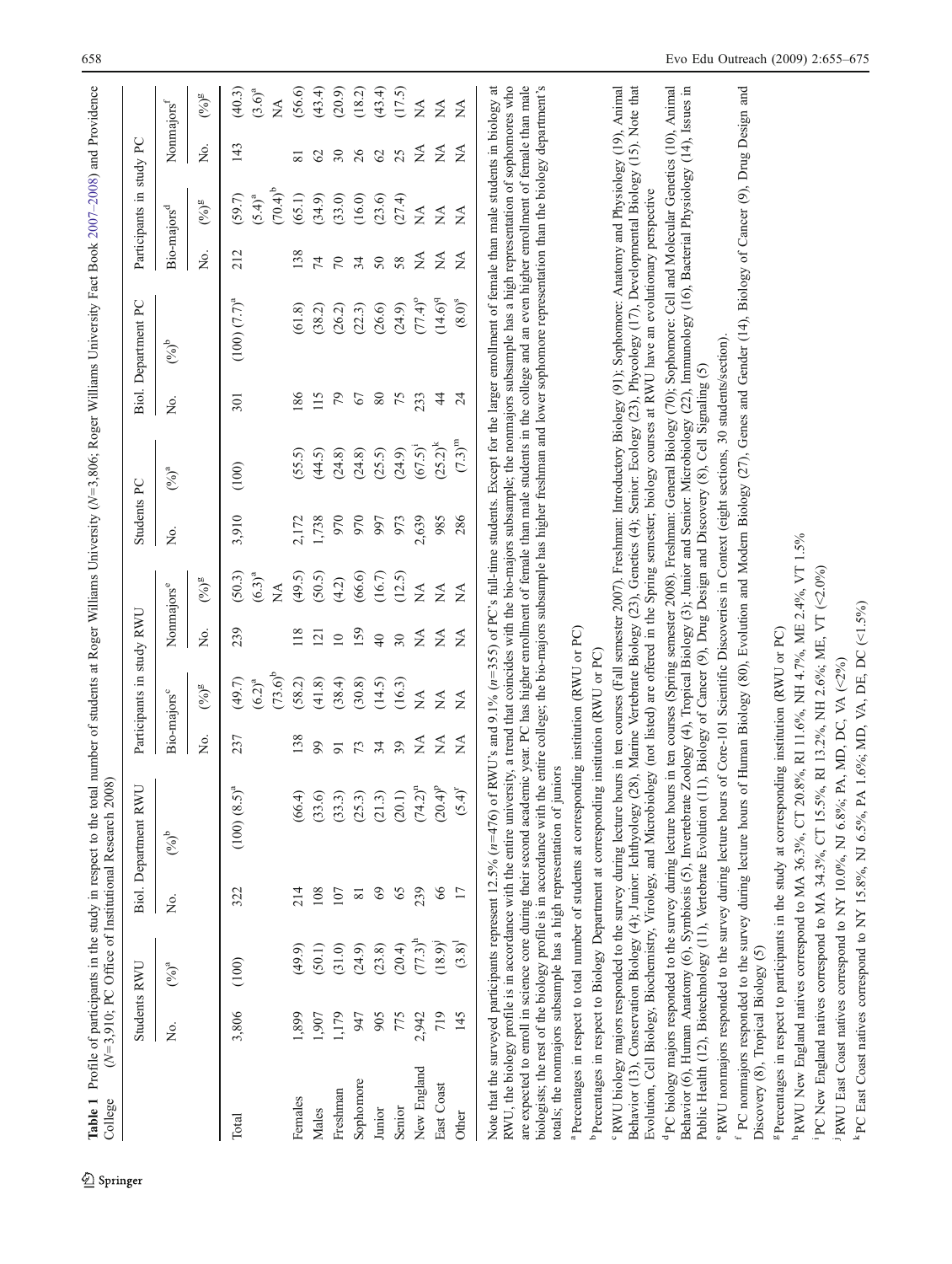**Table 1** Profile of participants in the study in respect to the total number of students at Roger Williams University (*N*=3,806; Roger Williams University Fact Book 2007–2008) and Providence College (*N*=3,910; PC Office of Institutional Research 2008)

| | Students RWU | | Biol. Department RWU | | Participants in study RWU | | | | Students PC | | Biol. Department PC | | Participants in study PC | | | |
|---|---|---|---|---|---|---|---|---|---|---|---|---|---|---|---|---|
| | | | | | Bio-majors[c] | | Nonmajors[e] | | | | | | Bio-majors[d] | | Nonmajors[f] | |
| | No. | (%)[a] | No. | (%)[b] | No. | (%)[g] | No. | (%)[g] | No. | (%)[a] | No. | (%)[b] | No. | (%)[g] | No. | (%)[g] |
| Total | 3,806 | (100) | 322 | (100) (8.5)[a] | 237 | (49.7) (6.2)[a] (73.6)[b] | 239 | (50.3) (6.3)[a] NA | 3,910 | (100) | 301 | (100) (7.7)[a] | 212 | (59.7) (5.4)[a] (70.4)[b] | 143 | (40.3) (3.6)[a] NA |
| Females | 1,899 | (49.9) | 214 | (66.4) | 138 | (58.2) | 118 | (49.5) | 2,172 | (55.5) | 186 | (61.8) | 138 | (65.1) | 81 | (56.6) |
| Males | 1,907 | (50.1) | 108 | (33.6) | 99 | (41.8) | 121 | (50.5) | 1,738 | (44.5) | 115 | (38.2) | 74 | (34.9) | 62 | (43.4) |
| Freshman | 1,179 | (31.0) | 107 | (33.3) | 91 | (38.4) | 10 | (4.2) | 970 | (24.8) | 79 | (26.2) | 70 | (33.0) | 30 | (20.9) |
| Sophomore | 947 | (24.9) | 81 | (25.3) | 73 | (30.8) | 159 | (66.6) | 970 | (24.8) | 67 | (22.3) | 34 | (16.0) | 26 | (18.2) |
| Junior | 905 | (23.8) | 69 | (21.3) | 34 | (14.5) | 40 | (16.7) | 997 | (25.5) | 80 | (26.6) | 50 | (23.6) | 62 | (43.4) |
| Senior | 775 | (20.4) | 65 | (20.1) | 39 | (16.3) | 30 | (12.5) | 973 | (24.9) | 75 | (24.9) | 58 | (27.4) | 25 | (17.5) |
| New England | 2,942 | (77.3)[h] | 239 | (74.2)[n] | NA | NA | NA | NA | 2,639 | (67.5)[i] | 233 | (77.4)[o] | NA | NA | NA | NA |
| East Coast | 719 | (18.9)[j] | 66 | (20.4)[p] | NA | NA | NA | NA | 985 | (25.2)[k] | 44 | (14.6)[q] | NA | NA | NA | NA |
| Other | 145 | (3.8)[l] | 17 | (5.4)[r] | NA | NA | NA | NA | 286 | (7.3)[m] | 24 | (8.0)[s] | NA | NA | NA | NA |

Note that the surveyed participants represent 12.5% (*n*=476) of RWU's and 9.1% (*n*=355) of PC's full-time students. Except for the larger enrollment of female than male students in biology at RWU, the biology profile is in accordance with the entire university, a trend that coincides with the bio-majors subsample; the nonmajors subsample has a high representation of sophomores who are expected to enroll in science core during their second academic year. PC has higher enrollment of female than male students in the college and an even higher enrollment of female than male biologists; the rest of the biology profile is in accordance with the entire college; the bio-majors subsample has higher freshman and lower sophomore representation than the biology department's totals; the nonmajors subsample has a high representation of juniors

[a] Percentages in respect to total number of students at corresponding institution (RWU or PC)

[b] Percentages in respect to Biology Department at corresponding institution (RWU or PC)

[c] RWU biology majors responded to the survey during lecture hours in ten courses (Fall semester 2007). Freshman: Introductory Biology (91); Sophomore: Anatomy and Physiology (19), Animal Behavior (13), Conservation Biology (4); Junior: Ichthyology (28), Marine Vertebrate Biology (23), Genetics (4); Senior: Ecology (23), Phycology (17), Developmental Biology (15). Note that Evolution, Cell Biology, Biochemistry, Virology, and Microbiology (not listed) are offered in the Spring semester; biology courses at RWU have an evolutionary perspective

[d] PC biology majors responded to the survey during lecture hours in ten courses (Spring semester 2008). Freshman: General Biology (70); Sophomore: Cell and Molecular Genetics (10), Animal Behavior (6), Human Anatomy (6), Symbiosis (5), Invertebrate Zoology (4), Tropical Biology (3); Junior and Senior: Microbiology (22), Immunology (16), Bacterial Physiology (14), Issues in Public Health (12), Biotechnology (11), Vertebrate Evolution (11), Biology of Cancer (9), Drug Design and Discovery (8), Cell Signaling (5)

[e] RWU nonmajors responded to the survey during lecture hours of Core-101 Scientific Discoveries in Context (eight sections, 30 students/section).

[f] PC nonmajors responded to the survey during lecture hours of Human Biology (80), Evolution and Modern Biology (27), Genes and Gender (14), Biology of Cancer (9), Drug Design and Discovery (8), Tropical Biology (5)

[g] Percentages in respect to participants in the study at corresponding institution (RWU or PC)

[h] RWU New England natives correspond to MA 36.3%, CT 20.8%, RI 11.6%, NH 4.7%, ME 2.4%, VT 1.5%

[i] PC New England natives correspond to MA 34.3%, CT 15.5%, RI 13.2%, NH 2.6%; ME, VT (<2.0%)

[j] RWU East Coast natives correspond to NY 10.0%, NJ 6.8%; PA, MD, DC, VA (<2%)

[k] PC East Coast natives correspond to NY 15.8%, NJ 6.5%, PA 1.6%, MD, VA, DE, DC (<1.5%)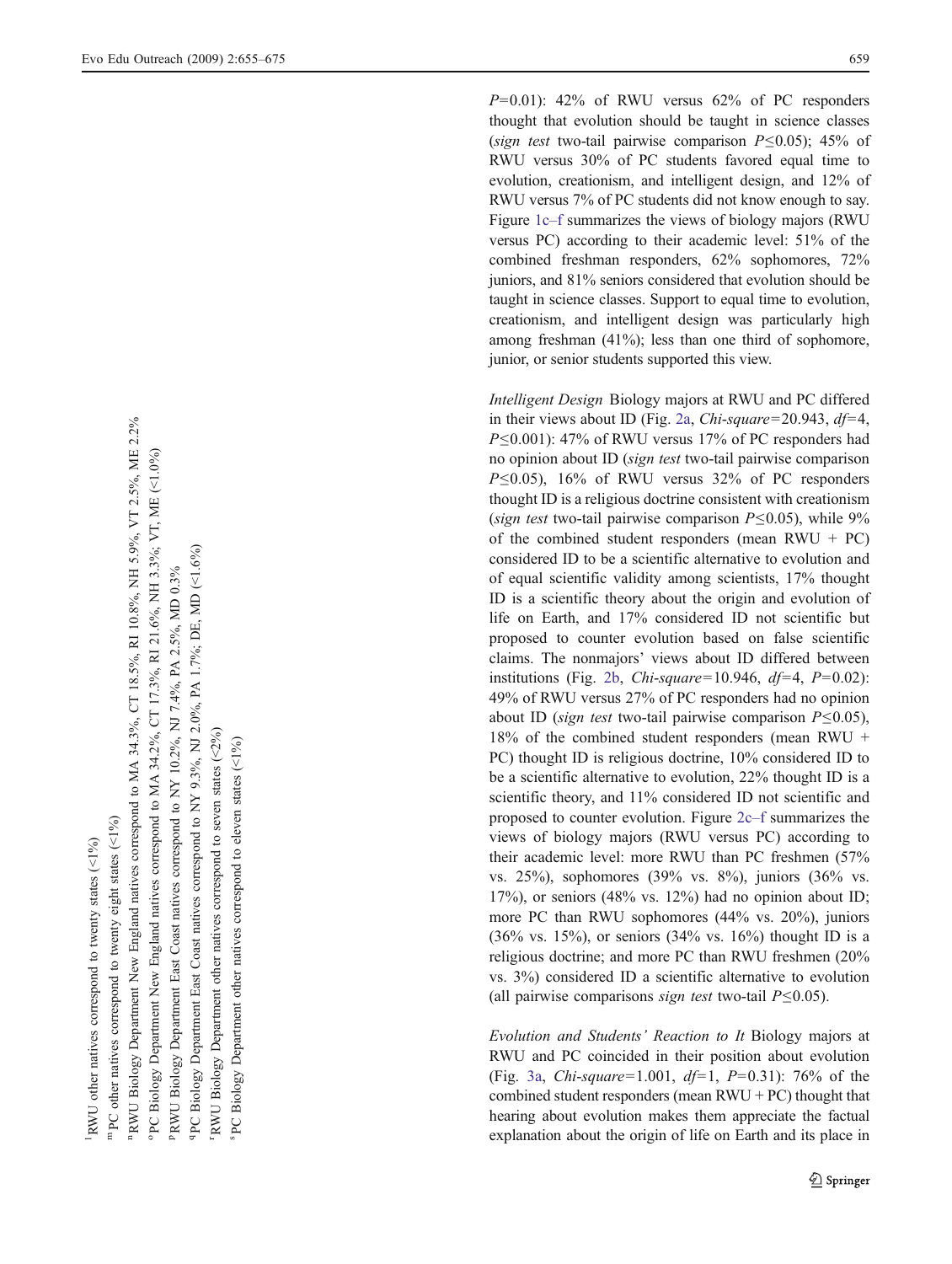$P$=0.01): 42% of RWU versus 62% of PC responders thought that evolution should be taught in science classes (*sign test* two-tail pairwise comparison $P \leq 0.05$); 45% of RWU versus 30% of PC students favored equal time to evolution, creationism, and intelligent design, and 12% of RWU versus 7% of PC students did not know enough to say. Figure 1c–f summarizes the views of biology majors (RWU versus PC) according to their academic level: 51% of the combined freshman responders, 62% sophomores, 72% juniors, and 81% seniors considered that evolution should be taught in science classes. Support to equal time to evolution, creationism, and intelligent design was particularly high among freshman (41%); less than one third of sophomore, junior, or senior students supported this view.

*Intelligent Design* Biology majors at RWU and PC differed in their views about ID (Fig. 2a, *Chi-square*=20.943, *df*=4, $P \leq 0.001$): 47% of RWU versus 17% of PC responders had no opinion about ID (*sign test* two-tail pairwise comparison $P \leq 0.05$), 16% of RWU versus 32% of PC responders thought ID is a religious doctrine consistent with creationism (*sign test* two-tail pairwise comparison $P \leq 0.05$), while 9% of the combined student responders (mean RWU + PC) considered ID to be a scientific alternative to evolution and of equal scientific validity among scientists, 17% thought ID is a scientific theory about the origin and evolution of life on Earth, and 17% considered ID not scientific but proposed to counter evolution based on false scientific claims. The nonmajors' views about ID differed between institutions (Fig. 2b, *Chi-square*=10.946, *df*=4, $P$=0.02): 49% of RWU versus 27% of PC responders had no opinion about ID (*sign test* two-tail pairwise comparison $P \leq 0.05$), 18% of the combined student responders (mean RWU + PC) thought ID is religious doctrine, 10% considered ID to be a scientific alternative to evolution, 22% thought ID is a scientific theory, and 11% considered ID not scientific and proposed to counter evolution. Figure 2c–f summarizes the views of biology majors (RWU versus PC) according to their academic level: more RWU than PC freshmen (57% vs. 25%), sophomores (39% vs. 8%), juniors (36% vs. 17%), or seniors (48% vs. 12%) had no opinion about ID; more PC than RWU sophomores (44% vs. 20%), juniors (36% vs. 15%), or seniors (34% vs. 16%) thought ID is a religious doctrine; and more PC than RWU freshmen (20% vs. 3%) considered ID a scientific alternative to evolution (all pairwise comparisons *sign test* two-tail $P \leq 0.05$).

*Evolution and Students' Reaction to It* Biology majors at RWU and PC coincided in their position about evolution (Fig. 3a, *Chi-square*=1.001, *df*=1, $P$=0.31): 76% of the combined student responders (mean RWU + PC) thought that hearing about evolution makes them appreciate the factual explanation about the origin of life on Earth and its place in

[l] RWU other natives correspond to twenty states (<1%)

[m] PC other natives correspond to twenty eight states (<1%)

[n] RWU Biology Department New England natives correspond to MA 34.3%, CT 18.5%, RI 10.8%, NH 5.9%, VT 2.5%, ME 2.2%

[o] PC Biology Department New England natives correspond to MA 34.2%, CT 17.3%, RI 21.6%, NH 3.3%; VT, ME (<1.0%)

[p] RWU Biology Department East Coast natives correspond to NY 10.2%, NJ 7.4%, PA 2.5%, MD 0.3%

[q] PC Biology Department East Coast natives correspond to NY 9.3%, NJ 2.0%, PA 1.7%; DE, MD (<1.6%)

[r] RWU Biology Department other natives correspond to seven states (<2%)

[s] PC Biology Department other natives correspond to eleven states (<1%)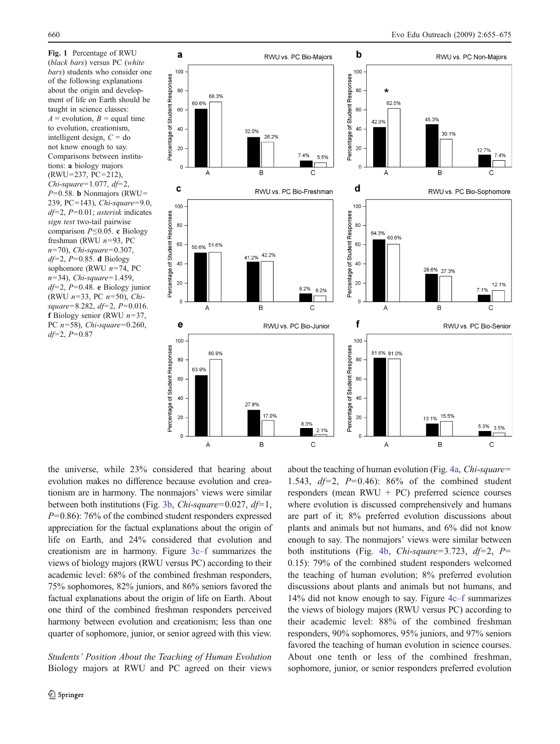**Fig. 1** Percentage of RWU (*black bars*) versus PC (*white bars*) students who consider one of the following explanations about the origin and development of life on Earth should be taught in science classes: *A* = evolution, *B* = equal time to evolution, creationism, intelligent design, *C* = do not know enough to say. Comparisons between institutions: **a** biology majors (RWU=237, PC=212), *Chi-square*=1.077, *df*=2, *P*=0.58. **b** Nonmajors (RWU=239, PC=143), *Chi-square*=9.0, *df*=2, *P*=0.01; *asterisk* indicates *sign test* two-tail pairwise comparison *P*≤0.05. **c** Biology freshman (RWU *n*=93, PC *n*=70), *Chi-square*=0.307, *df*=2, *P*=0.85. **d** Biology sophomore (RWU *n*=74, PC *n*=34), *Chi-square*=1.459, *df*=2, *P*=0.48. **e** Biology junior (RWU *n*=33, PC *n*=50), *Chi-square*=8.282, *df*=2, *P*=0.016. **f** Biology senior (RWU *n*=37, PC *n*=58), *Chi-square*=0.260, *df*=2, *P*=0.87

the universe, while 23% considered that hearing about evolution makes no difference because evolution and creationism are in harmony. The nonmajors' views were similar between both institutions (Fig. 3b, *Chi-square*=0.027, *df*=1, *P*=0.86): 76% of the combined student responders expressed appreciation for the factual explanations about the origin of life on Earth, and 24% considered that evolution and creationism are in harmony. Figure 3c–f summarizes the views of biology majors (RWU versus PC) according to their academic level: 68% of the combined freshman responders, 75% sophomores, 82% juniors, and 86% seniors favored the factual explanations about the origin of life on Earth. About one third of the combined freshman responders perceived harmony between evolution and creationism; less than one quarter of sophomore, junior, or senior agreed with this view.

*Students' Position About the Teaching of Human Evolution* Biology majors at RWU and PC agreed on their views about the teaching of human evolution (Fig. 4a, *Chi-square*=1.543, *df*=2, *P*=0.46): 86% of the combined student responders (mean RWU + PC) preferred science courses where evolution is discussed comprehensively and humans are part of it; 8% preferred evolution discussions about plants and animals but not humans, and 6% did not know enough to say. The nonmajors' views were similar between both institutions (Fig. 4b, *Chi-square*=3.723, *df*=2, *P*=0.15): 79% of the combined student responders welcomed the teaching of human evolution; 8% preferred evolution discussions about plants and animals but not humans, and 14% did not know enough to say. Figure 4c–f summarizes the views of biology majors (RWU versus PC) according to their academic level: 88% of the combined freshman responders, 90% sophomores, 95% juniors, and 97% seniors favored the teaching of human evolution in science courses. About one tenth or less of the combined freshman, sophomore, junior, or senior responders preferred evolution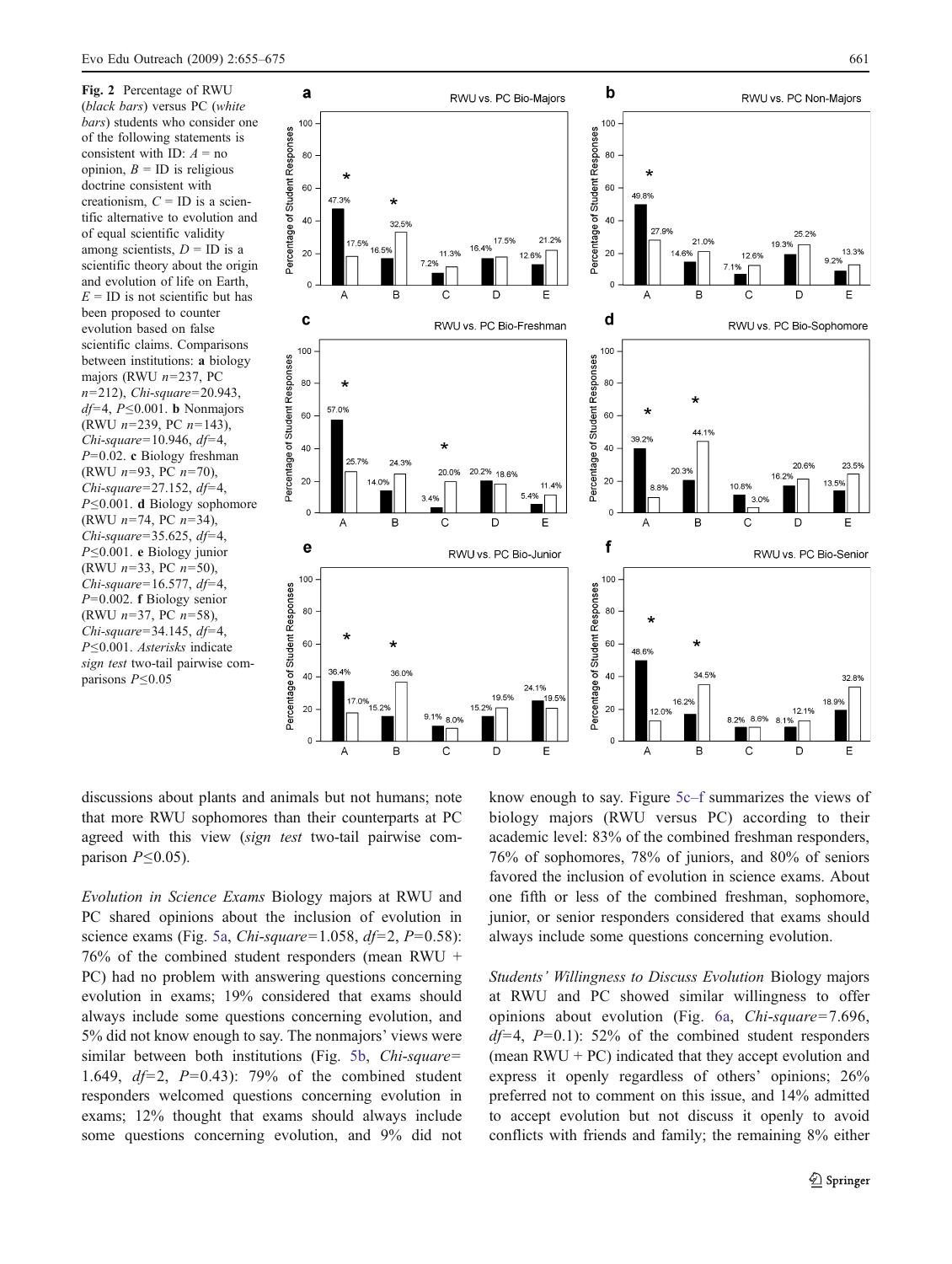**Fig. 2** Percentage of RWU (*black bars*) versus PC (*white bars*) students who consider one of the following statements is consistent with ID: *A* = no opinion, *B* = ID is religious doctrine consistent with creationism, *C* = ID is a scientific alternative to evolution and of equal scientific validity among scientists, *D* = ID is a scientific theory about the origin and evolution of life on Earth, *E* = ID is not scientific but has been proposed to counter evolution based on false scientific claims. Comparisons between institutions: **a** biology majors (RWU $n$=237, PC $n$=212), *Chi-square*=20.943, $df$=4, $P \leq 0.001$. **b** Nonmajors (RWU $n$=239, PC $n$=143), *Chi-square*=10.946, $df$=4, $P$=0.02. **c** Biology freshman (RWU $n$=93, PC $n$=70), *Chi-square*=27.152, $df$=4, $P \leq 0.001$. **d** Biology sophomore (RWU $n$=74, PC $n$=34), *Chi-square*=35.625, $df$=4, $P \leq 0.001$. **e** Biology junior (RWU $n$=33, PC $n$=50), *Chi-square*=16.577, $df$=4, $P$=0.002. **f** Biology senior (RWU $n$=37, PC $n$=58), *Chi-square*=34.145, $df$=4, $P \leq 0.001$. *Asterisks* indicate *sign test* two-tail pairwise comparisons $P \leq 0.05$

discussions about plants and animals but not humans; note that more RWU sophomores than their counterparts at PC agreed with this view (*sign test* two-tail pairwise comparison $P \leq 0.05$).

*Evolution in Science Exams* Biology majors at RWU and PC shared opinions about the inclusion of evolution in science exams (Fig. 5a, *Chi-square*=1.058, $df$=2, $P$=0.58): 76% of the combined student responders (mean RWU + PC) had no problem with answering questions concerning evolution in exams; 19% considered that exams should always include some questions concerning evolution, and 5% did not know enough to say. The nonmajors' views were similar between both institutions (Fig. 5b, *Chi-square*= 1.649, $df$=2, $P$=0.43): 79% of the combined student responders welcomed questions concerning evolution in exams; 12% thought that exams should always include some questions concerning evolution, and 9% did not know enough to say. Figure 5c–f summarizes the views of biology majors (RWU versus PC) according to their academic level: 83% of the combined freshman responders, 76% of sophomores, 78% of juniors, and 80% of seniors favored the inclusion of evolution in science exams. About one fifth or less of the combined freshman, sophomore, junior, or senior responders considered that exams should always include some questions concerning evolution.

*Students' Willingness to Discuss Evolution* Biology majors at RWU and PC showed similar willingness to offer opinions about evolution (Fig. 6a, *Chi-square*=7.696, $df$=4, $P$=0.1): 52% of the combined student responders (mean RWU + PC) indicated that they accept evolution and express it openly regardless of others' opinions; 26% preferred not to comment on this issue, and 14% admitted to accept evolution but not discuss it openly to avoid conflicts with friends and family; the remaining 8% either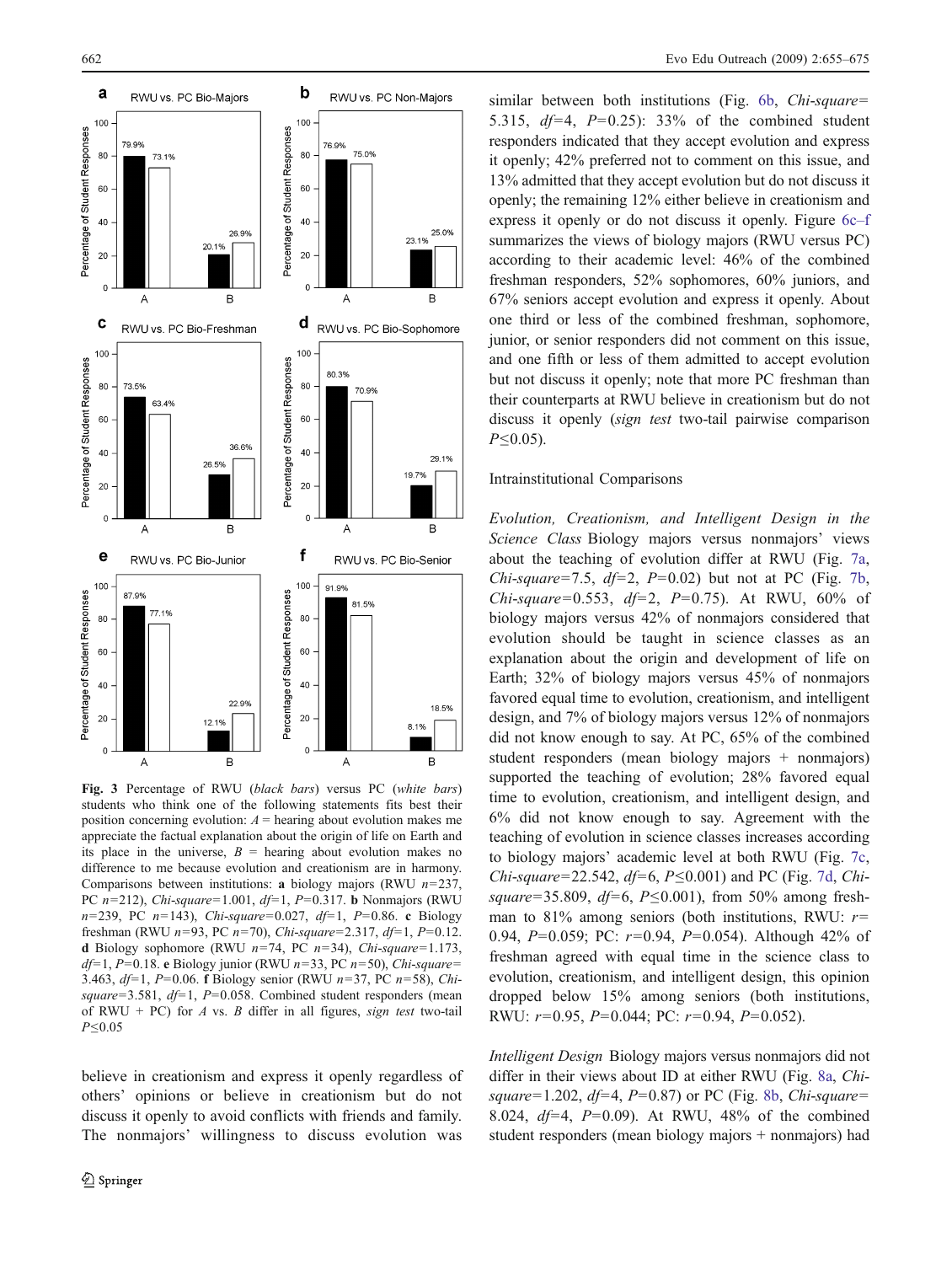Fig. 3 Percentage of RWU (*black bars*) versus PC (*white bars*) students who think one of the following statements fits best their position concerning evolution: *A* = hearing about evolution makes me appreciate the factual explanation about the origin of life on Earth and its place in the universe, *B* = hearing about evolution makes no difference to me because evolution and creationism are in harmony. Comparisons between institutions: **a** biology majors (RWU $n$=237, PC $n$=212), *Chi-square*=1.001, $df$=1, $P$=0.317. **b** Nonmajors (RWU $n$=239, PC $n$=143), *Chi-square*=0.027, $df$=1, $P$=0.86. **c** Biology freshman (RWU $n$=93, PC $n$=70), *Chi-square*=2.317, $df$=1, $P$=0.12. **d** Biology sophomore (RWU $n$=74, PC $n$=34), *Chi-square*=1.173, $df$=1, $P$=0.18. **e** Biology junior (RWU $n$=33, PC $n$=50), *Chi-square*=3.463, $df$=1, $P$=0.06. **f** Biology senior (RWU $n$=37, PC $n$=58), *Chi-square*=3.581, $df$=1, $P$=0.058. Combined student responders (mean of RWU + PC) for *A* vs. *B* differ in all figures, *sign test* two-tail $P \leq 0.05$

believe in creationism and express it openly regardless of others' opinions or believe in creationism but do not discuss it openly to avoid conflicts with friends and family. The nonmajors' willingness to discuss evolution was similar between both institutions (Fig. 6b, *Chi-square*=5.315, $df$=4, $P$=0.25): 33% of the combined student responders indicated that they accept evolution and express it openly; 42% preferred not to comment on this issue, and 13% admitted that they accept evolution but do not discuss it openly; the remaining 12% either believe in creationism and express it openly or do not discuss it openly. Figure 6c–f summarizes the views of biology majors (RWU versus PC) according to their academic level: 46% of the combined freshman responders, 52% sophomores, 60% juniors, and 67% seniors accept evolution and express it openly. About one third or less of the combined freshman, sophomore, junior, or senior responders did not comment on this issue, and one fifth or less of them admitted to accept evolution but not discuss it openly; note that more PC freshman than their counterparts at RWU believe in creationism but do not discuss it openly (*sign test* two-tail pairwise comparison $P \leq 0.05$).

## Intrainstitutional Comparisons

*Evolution, Creationism, and Intelligent Design in the Science Class* Biology majors versus nonmajors' views about the teaching of evolution differ at RWU (Fig. 7a, *Chi-square*=7.5, $df$=2, $P$=0.02) but not at PC (Fig. 7b, *Chi-square*=0.553, $df$=2, $P$=0.75). At RWU, 60% of biology majors versus 42% of nonmajors considered that evolution should be taught in science classes as an explanation about the origin and development of life on Earth; 32% of biology majors versus 45% of nonmajors favored equal time to evolution, creationism, and intelligent design, and 7% of biology majors versus 12% of nonmajors did not know enough to say. At PC, 65% of the combined student responders (mean biology majors + nonmajors) supported the teaching of evolution; 28% favored equal time to evolution, creationism, and intelligent design, and 6% did not know enough to say. Agreement with the teaching of evolution in science classes increases according to biology majors' academic level at both RWU (Fig. 7c, *Chi-square*=22.542, $df$=6, $P \leq 0.001$) and PC (Fig. 7d, *Chi-square*=35.809, $df$=6, $P \leq 0.001$), from 50% among freshman to 81% among seniors (both institutions, RWU: $r$=0.94, $P$=0.059; PC: $r$=0.94, $P$=0.054). Although 42% of freshman agreed with equal time in the science class to evolution, creationism, and intelligent design, this opinion dropped below 15% among seniors (both institutions, RWU: $r$=0.95, $P$=0.044; PC: $r$=0.94, $P$=0.052).

*Intelligent Design* Biology majors versus nonmajors did not differ in their views about ID at either RWU (Fig. 8a, *Chi-square*=1.202, $df$=4, $P$=0.87) or PC (Fig. 8b, *Chi-square*=8.024, $df$=4, $P$=0.09). At RWU, 48% of the combined student responders (mean biology majors + nonmajors) had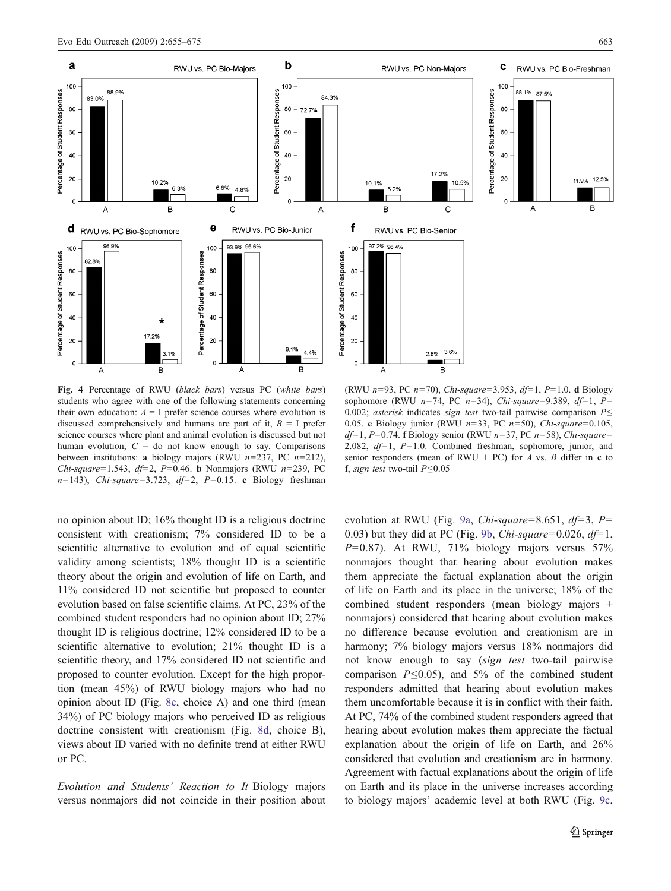**Fig. 4** Percentage of RWU (*black bars*) versus PC (*white bars*) students who agree with one of the following statements concerning their own education: *A* = I prefer science courses where evolution is discussed comprehensively and humans are part of it, *B* = I prefer science courses where plant and animal evolution is discussed but not human evolution, *C* = do not know enough to say. Comparisons between institutions: **a** biology majors (RWU $n=237$, PC $n=212$), *Chi-square*=1.543, $df=2$, $P=0.46$. **b** Nonmajors (RWU $n=239$, PC $n=143$), *Chi-square*=3.723, $df=2$, $P=0.15$. **c** Biology freshman (RWU $n=93$, PC $n=70$), *Chi-square*=3.953, $df=1$, $P=1.0$. **d** Biology sophomore (RWU $n=74$, PC $n=34$), *Chi-square*=9.389, $df=1$, $P=0.002$; *asterisk* indicates *sign test* two-tail pairwise comparison $P\leq 0.05$. **e** Biology junior (RWU $n=33$, PC $n=50$), *Chi-square*=0.105, $df=1$, $P=0.74$. **f** Biology senior (RWU $n=37$, PC $n=58$), *Chi-square*=2.082, $df=1$, $P=1.0$. Combined freshman, sophomore, junior, and senior responders (mean of RWU + PC) for *A* vs. *B* differ in **c** to **f**, *sign test* two-tail $P\leq 0.05$

no opinion about ID; 16% thought ID is a religious doctrine consistent with creationism; 7% considered ID to be a scientific alternative to evolution and of equal scientific validity among scientists; 18% thought ID is a scientific theory about the origin and evolution of life on Earth, and 11% considered ID not scientific but proposed to counter evolution based on false scientific claims. At PC, 23% of the combined student responders had no opinion about ID; 27% thought ID is religious doctrine; 12% considered ID to be a scientific alternative to evolution; 21% thought ID is a scientific theory, and 17% considered ID not scientific and proposed to counter evolution. Except for the high proportion (mean 45%) of RWU biology majors who had no opinion about ID (Fig. 8c, choice A) and one third (mean 34%) of PC biology majors who perceived ID as religious doctrine consistent with creationism (Fig. 8d, choice B), views about ID varied with no definite trend at either RWU or PC.

*Evolution and Students' Reaction to It* Biology majors versus nonmajors did not coincide in their position about evolution at RWU (Fig. 9a, *Chi-square*=8.651, $df=3$, $P=0.03$) but they did at PC (Fig. 9b, *Chi-square*=0.026, $df=1$, $P=0.87$). At RWU, 71% biology majors versus 57% nonmajors thought that hearing about evolution makes them appreciate the factual explanation about the origin of life on Earth and its place in the universe; 18% of the combined student responders (mean biology majors + nonmajors) considered that hearing about evolution makes no difference because evolution and creationism are in harmony; 7% biology majors versus 18% nonmajors did not know enough to say (*sign test* two-tail pairwise comparison $P\leq 0.05$), and 5% of the combined student responders admitted that hearing about evolution makes them uncomfortable because it is in conflict with their faith. At PC, 74% of the combined student responders agreed that hearing about evolution makes them appreciate the factual explanation about the origin of life on Earth, and 26% considered that evolution and creationism are in harmony. Agreement with factual explanations about the origin of life on Earth and its place in the universe increases according to biology majors' academic level at both RWU (Fig. 9c,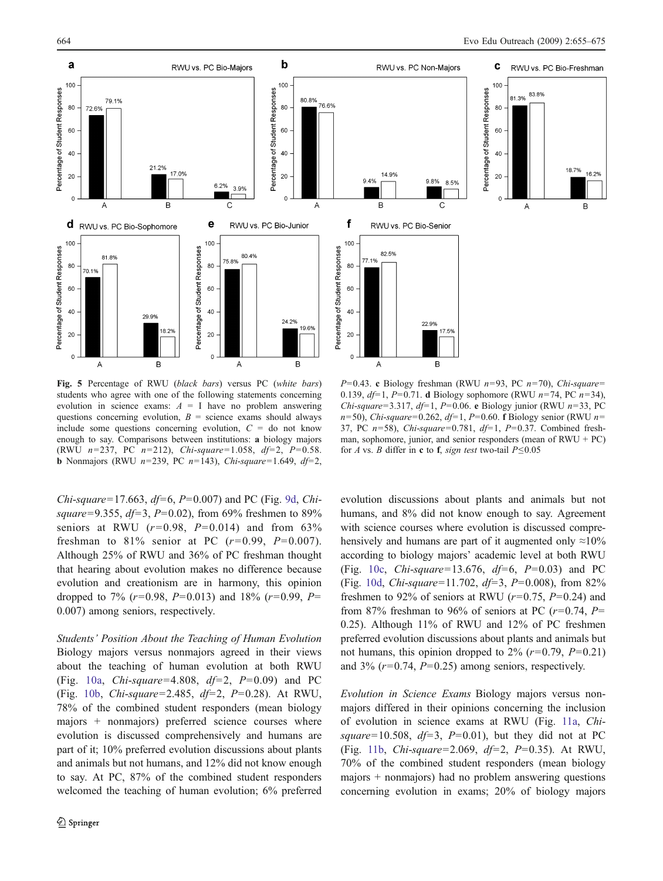**Fig. 5** Percentage of RWU (*black bars*) versus PC (*white bars*) students who agree with one of the following statements concerning evolution in science exams: *A* = I have no problem answering questions concerning evolution, *B* = science exams should always include some questions concerning evolution, *C* = do not know enough to say. Comparisons between institutions: **a** biology majors (RWU *n*=237, PC *n*=212), *Chi-square*=1.058, *df*=2, *P*=0.58. **b** Nonmajors (RWU *n*=239, PC *n*=143), *Chi-square*=1.649, *df*=2, *P*=0.43. **c** Biology freshman (RWU *n*=93, PC *n*=70), *Chi-square*=0.139, *df*=1, *P*=0.71. **d** Biology sophomore (RWU *n*=74, PC *n*=34), *Chi-square*=3.317, *df*=1, *P*=0.06. **e** Biology junior (RWU *n*=33, PC *n*=50), *Chi-square*=0.262, *df*=1, *P*=0.60. **f** Biology senior (RWU *n*=37, PC *n*=58), *Chi-square*=0.781, *df*=1, *P*=0.37. Combined freshman, sophomore, junior, and senior responders (mean of RWU + PC) for *A* vs. *B* differ in **c** to **f**, *sign test* two-tail *P*≤0.05

*Chi-square*=17.663, *df*=6, *P*=0.007) and PC (Fig. 9d, *Chi-square*=9.355, *df*=3, *P*=0.02), from 69% freshmen to 89% seniors at RWU (*r*=0.98, *P*=0.014) and from 63% freshman to 81% senior at PC (*r*=0.99, *P*=0.007). Although 25% of RWU and 36% of PC freshman thought that hearing about evolution makes no difference because evolution and creationism are in harmony, this opinion dropped to 7% (*r*=0.98, *P*=0.013) and 18% (*r*=0.99, *P*=0.007) among seniors, respectively.

*Students' Position About the Teaching of Human Evolution* Biology majors versus nonmajors agreed in their views about the teaching of human evolution at both RWU (Fig. 10a, *Chi-square*=4.808, *df*=2, *P*=0.09) and PC (Fig. 10b, *Chi-square*=2.485, *df*=2, *P*=0.28). At RWU, 78% of the combined student responders (mean biology majors + nonmajors) preferred science courses where evolution is discussed comprehensively and humans are part of it; 10% preferred evolution discussions about plants and animals but not humans, and 12% did not know enough to say. At PC, 87% of the combined student responders welcomed the teaching of human evolution; 6% preferred evolution discussions about plants and animals but not humans, and 8% did not know enough to say. Agreement with science courses where evolution is discussed comprehensively and humans are part of it augmented only ≈10% according to biology majors' academic level at both RWU (Fig. 10c, *Chi-square*=13.676, *df*=6, *P*=0.03) and PC (Fig. 10d, *Chi-square*=11.702, *df*=3, *P*=0.008), from 82% freshmen to 92% of seniors at RWU (*r*=0.75, *P*=0.24) and from 87% freshman to 96% of seniors at PC (*r*=0.74, *P*=0.25). Although 11% of RWU and 12% of PC freshmen preferred evolution discussions about plants and animals but not humans, this opinion dropped to 2% (*r*=0.79, *P*=0.21) and 3% (*r*=0.74, *P*=0.25) among seniors, respectively.

*Evolution in Science Exams* Biology majors versus nonmajors differed in their opinions concerning the inclusion of evolution in science exams at RWU (Fig. 11a, *Chi-square*=10.508, *df*=3, *P*=0.01), but they did not at PC (Fig. 11b, *Chi-square*=2.069, *df*=2, *P*=0.35). At RWU, 70% of the combined student responders (mean biology majors + nonmajors) had no problem answering questions concerning evolution in exams; 20% of biology majors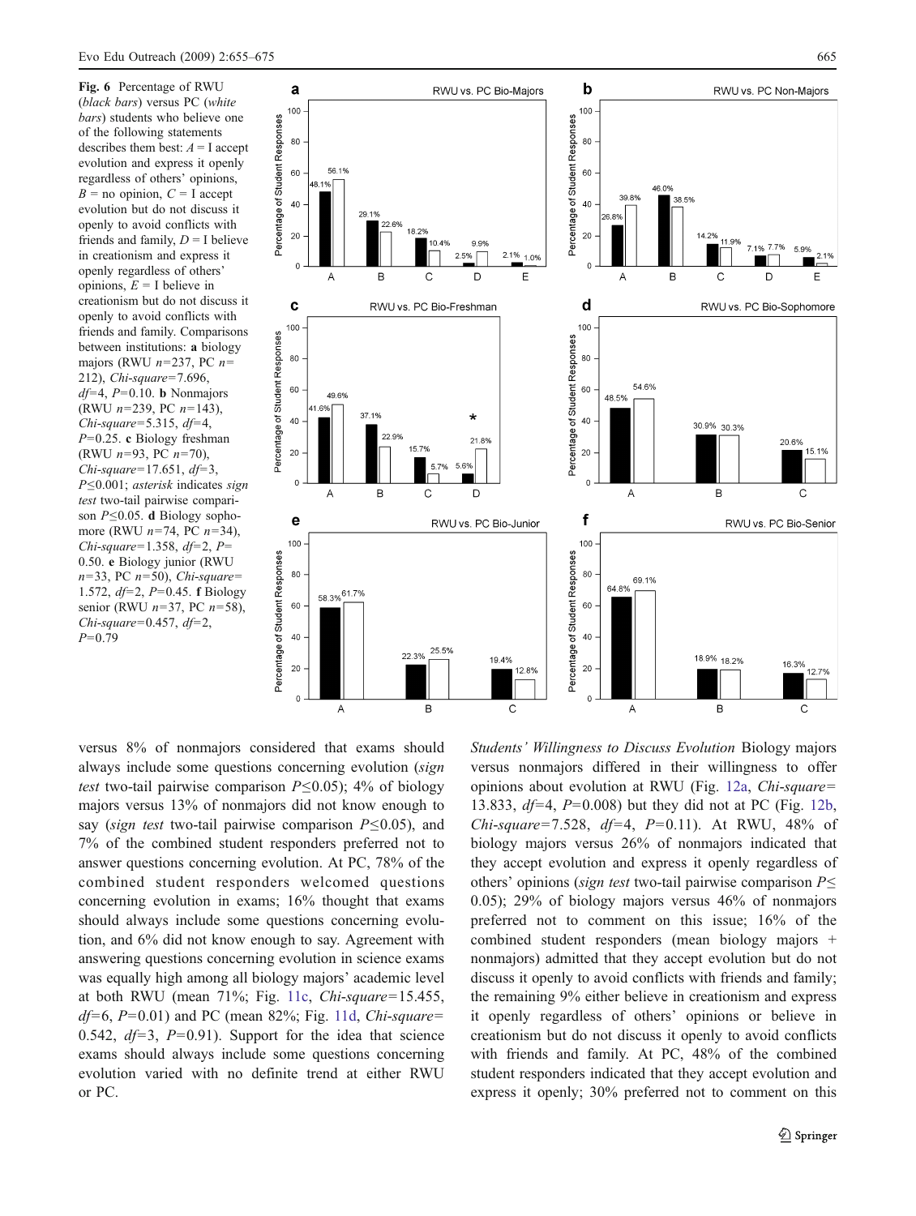**Fig. 6** Percentage of RWU (*black bars*) versus PC (*white bars*) students who believe one of the following statements describes them best: *A* = I accept evolution and express it openly regardless of others' opinions, *B* = no opinion, *C* = I accept evolution but do not discuss it openly to avoid conflicts with friends and family, *D* = I believe in creationism and express it openly regardless of others' opinions, *E* = I believe in creationism but do not discuss it openly to avoid conflicts with friends and family. Comparisons between institutions: **a** biology majors (RWU *n*=237, PC *n*=212), *Chi-square*=7.696, *df*=4, *P*=0.10. **b** Nonmajors (RWU *n*=239, PC *n*=143), *Chi-square*=5.315, *df*=4, *P*=0.25. **c** Biology freshman (RWU *n*=93, PC *n*=70), *Chi-square*=17.651, *df*=3, *P*≤0.001; *asterisk* indicates *sign test* two-tail pairwise comparison *P*≤0.05. **d** Biology sophomore (RWU *n*=74, PC *n*=34), *Chi-square*=1.358, *df*=2, *P*=0.50. **e** Biology junior (RWU *n*=33, PC *n*=50), *Chi-square*=1.572, *df*=2, *P*=0.45. **f** Biology senior (RWU *n*=37, PC *n*=58), *Chi-square*=0.457, *df*=2, *P*=0.79

versus 8% of nonmajors considered that exams should always include some questions concerning evolution (*sign test* two-tail pairwise comparison *P*≤0.05); 4% of biology majors versus 13% of nonmajors did not know enough to say (*sign test* two-tail pairwise comparison *P*≤0.05), and 7% of the combined student responders preferred not to answer questions concerning evolution. At PC, 78% of the combined student responders welcomed questions concerning evolution in exams; 16% thought that exams should always include some questions concerning evolution, and 6% did not know enough to say. Agreement with answering questions concerning evolution in science exams was equally high among all biology majors' academic level at both RWU (mean 71%; Fig. 11c, *Chi-square*=15.455, *df*=6, *P*=0.01) and PC (mean 82%; Fig. 11d, *Chi-square*=0.542, *df*=3, *P*=0.91). Support for the idea that science exams should always include some questions concerning evolution varied with no definite trend at either RWU or PC.

*Students' Willingness to Discuss Evolution* Biology majors versus nonmajors differed in their willingness to offer opinions about evolution at RWU (Fig. 12a, *Chi-square*=13.833, *df*=4, *P*=0.008) but they did not at PC (Fig. 12b, *Chi-square*=7.528, *df*=4, *P*=0.11). At RWU, 48% of biology majors versus 26% of nonmajors indicated that they accept evolution and express it openly regardless of others' opinions (*sign test* two-tail pairwise comparison *P*≤0.05); 29% of biology majors versus 46% of nonmajors preferred not to comment on this issue; 16% of the combined student responders (mean biology majors + nonmajors) admitted that they accept evolution but do not discuss it openly to avoid conflicts with friends and family; the remaining 9% either believe in creationism and express it openly regardless of others' opinions or believe in creationism but do not discuss it openly to avoid conflicts with friends and family. At PC, 48% of the combined student responders indicated that they accept evolution and express it openly; 30% preferred not to comment on this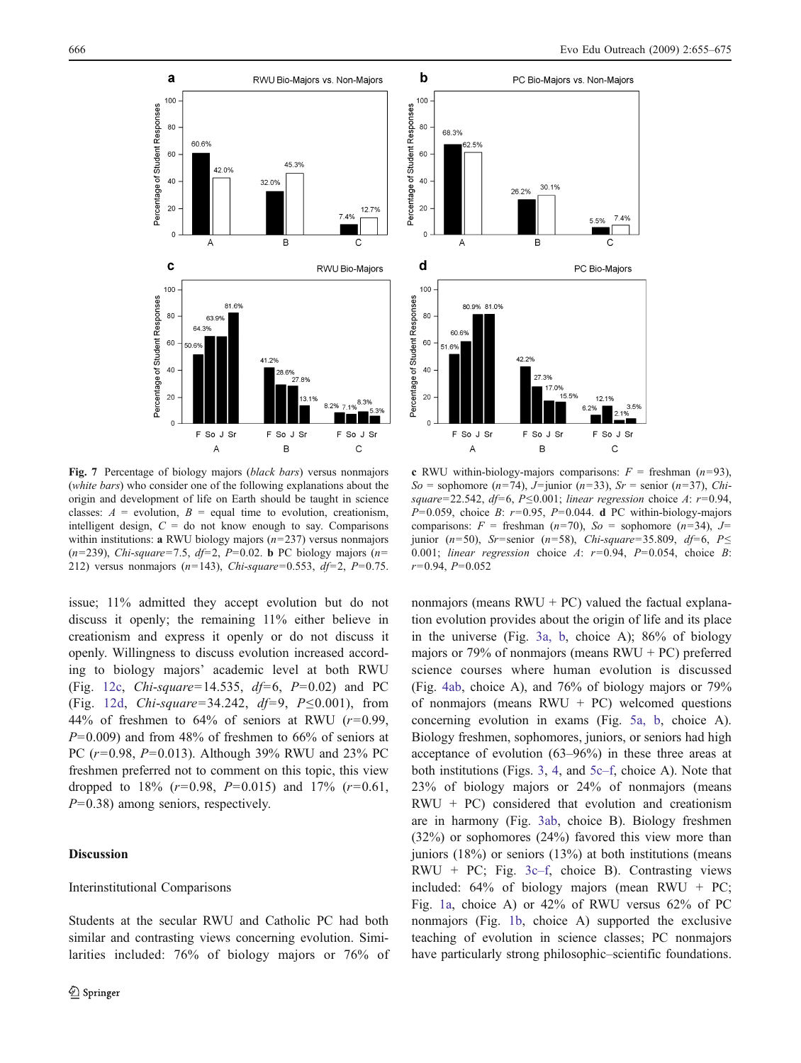**Fig. 7** Percentage of biology majors (*black bars*) versus nonmajors (*white bars*) who consider one of the following explanations about the origin and development of life on Earth should be taught in science classes: *A* = evolution, *B* = equal time to evolution, creationism, intelligent design, *C* = do not know enough to say. Comparisons within institutions: **a** RWU biology majors ($n=237$) versus nonmajors ($n=239$), *Chi-square*=7.5, $df=2$, $P=0.02$. **b** PC biology majors ($n=212$) versus nonmajors ($n=143$), *Chi-square*=0.553, $df=2$, $P=0.75$. **c** RWU within-biology-majors comparisons: $F$ = freshman ($n=93$), *So* = sophomore ($n=74$), $J$=junior ($n=33$), *Sr* = senior ($n=37$), *Chi-square*=22.542, $df=6$, $P\leq0.001$; *linear regression* choice *A*: $r=0.94$, $P=0.059$, choice *B*: $r=0.95$, $P=0.044$. **d** PC within-biology-majors comparisons: $F$ = freshman ($n=70$), *So* = sophomore ($n=34$), $J$= junior ($n=50$), *Sr*=senior ($n=58$), *Chi-square*=35.809, $df=6$, $P\leq 0.001$; *linear regression* choice *A*: $r=0.94$, $P=0.054$, choice *B*: $r=0.94$, $P=0.052$

issue; 11% admitted they accept evolution but do not discuss it openly; the remaining 11% either believe in creationism and express it openly or do not discuss it openly. Willingness to discuss evolution increased according to biology majors' academic level at both RWU (Fig. 12c, *Chi-square*=14.535, $df=6$, $P=0.02$) and PC (Fig. 12d, *Chi-square*=34.242, $df=9$, $P\leq0.001$), from 44% of freshmen to 64% of seniors at RWU ($r=0.99$, $P=0.009$) and from 48% of freshmen to 66% of seniors at PC ($r=0.98$, $P=0.013$). Although 39% RWU and 23% PC freshmen preferred not to comment on this topic, this view dropped to 18% ($r=0.98$, $P=0.015$) and 17% ($r=0.61$, $P=0.38$) among seniors, respectively.

## Discussion

### Interinstitutional Comparisons

Students at the secular RWU and Catholic PC had both similar and contrasting views concerning evolution. Similarities included: 76% of biology majors or 76% of nonmajors (means RWU + PC) valued the factual explanation evolution provides about the origin of life and its place in the universe (Fig. 3a, b, choice A); 86% of biology majors or 79% of nonmajors (means RWU + PC) preferred science courses where human evolution is discussed (Fig. 4ab, choice A), and 76% of biology majors or 79% of nonmajors (means RWU + PC) welcomed questions concerning evolution in exams (Fig. 5a, b, choice A). Biology freshmen, sophomores, juniors, or seniors had high acceptance of evolution (63–96%) in these three areas at both institutions (Figs. 3, 4, and 5c–f, choice A). Note that 23% of biology majors or 24% of nonmajors (means RWU + PC) considered that evolution and creationism are in harmony (Fig. 3ab, choice B). Biology freshmen (32%) or sophomores (24%) favored this view more than juniors (18%) or seniors (13%) at both institutions (means RWU + PC; Fig. 3c–f, choice B). Contrasting views included: 64% of biology majors (mean RWU + PC; Fig. 1a, choice A) or 42% of RWU versus 62% of PC nonmajors (Fig. 1b, choice A) supported the exclusive teaching of evolution in science classes; PC nonmajors have particularly strong philosophic–scientific foundations.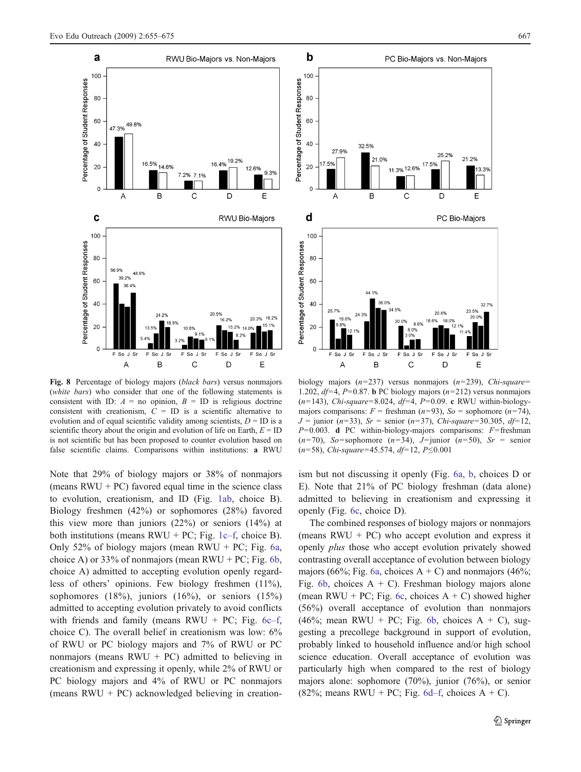**Fig. 8** Percentage of biology majors (*black bars*) versus nonmajors (*white bars*) who consider that one of the following statements is consistent with ID: *A* = no opinion, *B* = ID is religious doctrine consistent with creationism, *C* = ID is a scientific alternative to evolution and of equal scientific validity among scientists, *D* = ID is a scientific theory about the origin and evolution of life on Earth, *E* = ID is not scientific but has been proposed to counter evolution based on false scientific claims. Comparisons within institutions: **a** RWU biology majors (*n*=237) versus nonmajors (*n*=239), *Chi-square*= 1.202, *df*=4, *P*=0.87. **b** PC biology majors (*n*=212) versus nonmajors (*n*=143), *Chi-square*=8.024, *df*=4, *P*=0.09. **c** RWU within-biology-majors comparisons: *F* = freshman (*n*=93), *So* = sophomore (*n*=74), *J* = junior (*n*=33), *Sr* = senior (*n*=37), *Chi-square*=30.305, *df*=12, *P*=0.003. **d** PC within-biology-majors comparisons: *F*=freshman (*n*=70), *So*=sophomore (*n*=34), *J*=junior (*n*=50), *Sr* = senior (*n*=58), *Chi-square*=45.574, *df*=12, *P*≤0.001

Note that 29% of biology majors or 38% of nonmajors (means RWU + PC) favored equal time in the science class to evolution, creationism, and ID (Fig. 1ab, choice B). Biology freshmen (42%) or sophomores (28%) favored this view more than juniors (22%) or seniors (14%) at both institutions (means RWU + PC; Fig. 1c–f, choice B). Only 52% of biology majors (mean RWU + PC; Fig. 6a, choice A) or 33% of nonmajors (mean RWU + PC; Fig. 6b, choice A) admitted to accepting evolution openly regardless of others' opinions. Few biology freshmen (11%), sophomores (18%), juniors (16%), or seniors (15%) admitted to accepting evolution privately to avoid conflicts with friends and family (means RWU + PC; Fig. 6c–f, choice C). The overall belief in creationism was low: 6% of RWU or PC biology majors and 7% of RWU or PC nonmajors (means RWU + PC) admitted to believing in creationism and expressing it openly, while 2% of RWU or PC biology majors and 4% of RWU or PC nonmajors (means RWU + PC) acknowledged believing in creationism but not discussing it openly (Fig. 6a, b, choices D or E). Note that 21% of PC biology freshman (data alone) admitted to believing in creationism and expressing it openly (Fig. 6c, choice D).

The combined responses of biology majors or nonmajors (means RWU + PC) who accept evolution and express it openly *plus* those who accept evolution privately showed contrasting overall acceptance of evolution between biology majors (66%; Fig. 6a, choices A + C) and nonmajors (46%; Fig. 6b, choices A + C). Freshman biology majors alone (mean RWU + PC; Fig. 6c, choices A + C) showed higher (56%) overall acceptance of evolution than nonmajors (46%; mean RWU + PC; Fig. 6b, choices A + C), suggesting a precollege background in support of evolution, probably linked to household influence and/or high school science education. Overall acceptance of evolution was particularly high when compared to the rest of biology majors alone: sophomore (70%), junior (76%), or senior (82%; means RWU + PC; Fig. 6d–f, choices A + C).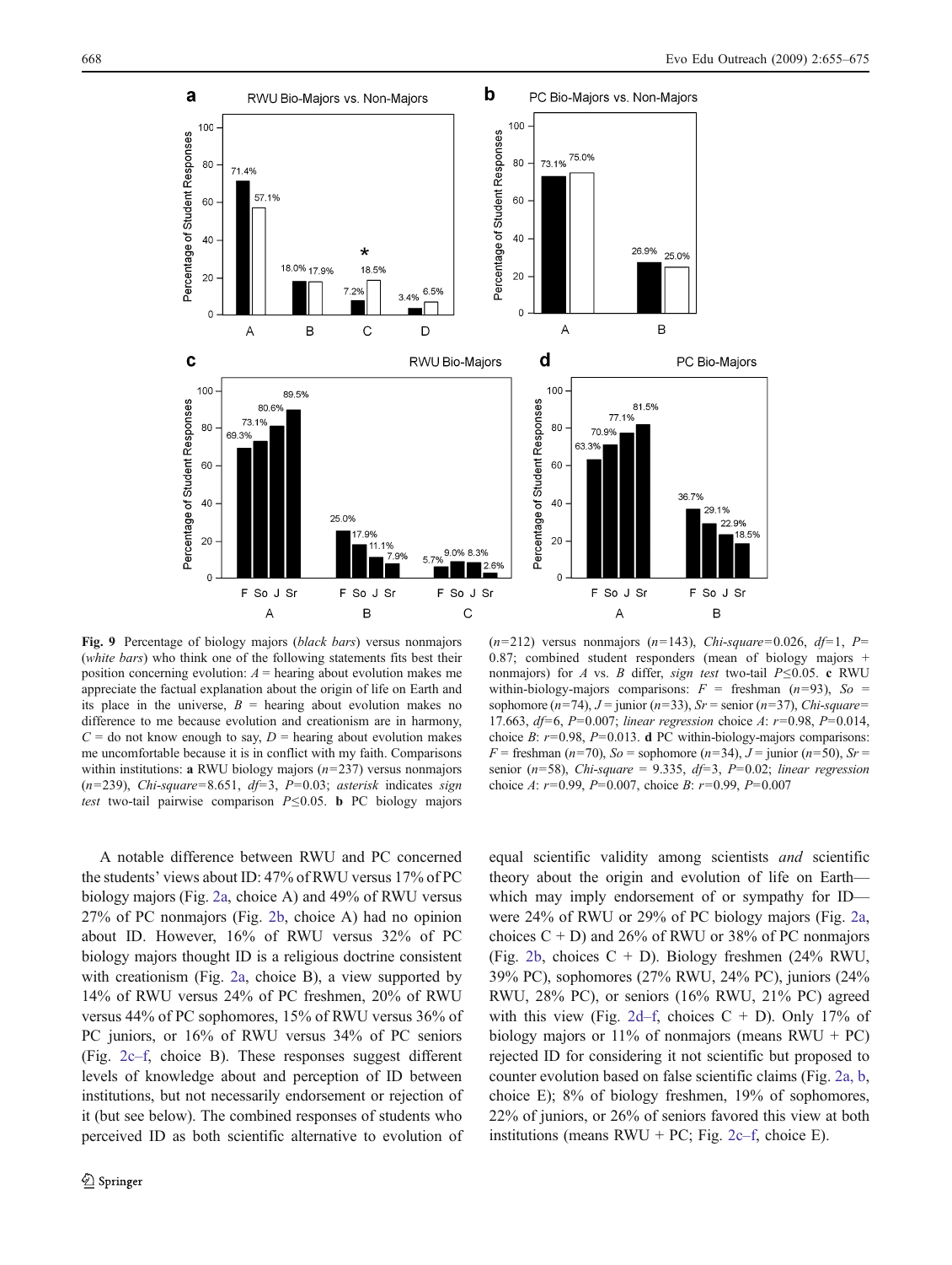**Fig. 9** Percentage of biology majors (*black bars*) versus nonmajors (*white bars*) who think one of the following statements fits best their position concerning evolution: *A* = hearing about evolution makes me appreciate the factual explanation about the origin of life on Earth and its place in the universe, *B* = hearing about evolution makes no difference to me because evolution and creationism are in harmony, *C* = do not know enough to say, *D* = hearing about evolution makes me uncomfortable because it is in conflict with my faith. Comparisons within institutions: **a** RWU biology majors (*n*=237) versus nonmajors (*n*=239), *Chi-square*=8.651, *df*=3, *P*=0.03; *asterisk* indicates *sign test* two-tail pairwise comparison *P*≤0.05. **b** PC biology majors (*n*=212) versus nonmajors (*n*=143), *Chi-square*=0.026, *df*=1, *P*=0.87; combined student responders (mean of biology majors + nonmajors) for *A* vs. *B* differ, *sign test* two-tail *P*≤0.05. **c** RWU within-biology-majors comparisons: *F* = freshman (*n*=93), *So* = sophomore (*n*=74), *J* = junior (*n*=33), *Sr* = senior (*n*=37), *Chi-square*=17.663, *df*=6, *P*=0.007; *linear regression* choice *A*: *r*=0.98, *P*=0.014, choice *B*: *r*=0.98, *P*=0.013. **d** PC within-biology-majors comparisons: *F* = freshman (*n*=70), *So* = sophomore (*n*=34), *J* = junior (*n*=50), *Sr* = senior (*n*=58), *Chi-square* = 9.335, *df*=3, *P*=0.02; *linear regression* choice *A*: *r*=0.99, *P*=0.007, choice *B*: *r*=0.99, *P*=0.007

A notable difference between RWU and PC concerned the students' views about ID: 47% of RWU versus 17% of PC biology majors (Fig. 2a, choice A) and 49% of RWU versus 27% of PC nonmajors (Fig. 2b, choice A) had no opinion about ID. However, 16% of RWU versus 32% of PC biology majors thought ID is a religious doctrine consistent with creationism (Fig. 2a, choice B), a view supported by 14% of RWU versus 24% of PC freshmen, 20% of RWU versus 44% of PC sophomores, 15% of RWU versus 36% of PC juniors, or 16% of RWU versus 34% of PC seniors (Fig. 2c–f, choice B). These responses suggest different levels of knowledge about and perception of ID between institutions, but not necessarily endorsement or rejection of it (but see below). The combined responses of students who perceived ID as both scientific alternative to evolution of equal scientific validity among scientists *and* scientific theory about the origin and evolution of life on Earth—which may imply endorsement of or sympathy for ID—were 24% of RWU or 29% of PC biology majors (Fig. 2a, choices C + D) and 26% of RWU or 38% of PC nonmajors (Fig. 2b, choices C + D). Biology freshmen (24% RWU, 39% PC), sophomores (27% RWU, 24% PC), juniors (24% RWU, 28% PC), or seniors (16% RWU, 21% PC) agreed with this view (Fig. 2d–f, choices C + D). Only 17% of biology majors or 11% of nonmajors (means RWU + PC) rejected ID for considering it not scientific but proposed to counter evolution based on false scientific claims (Fig. 2a, b, choice E); 8% of biology freshmen, 19% of sophomores, 22% of juniors, or 26% of seniors favored this view at both institutions (means RWU + PC; Fig. 2c–f, choice E).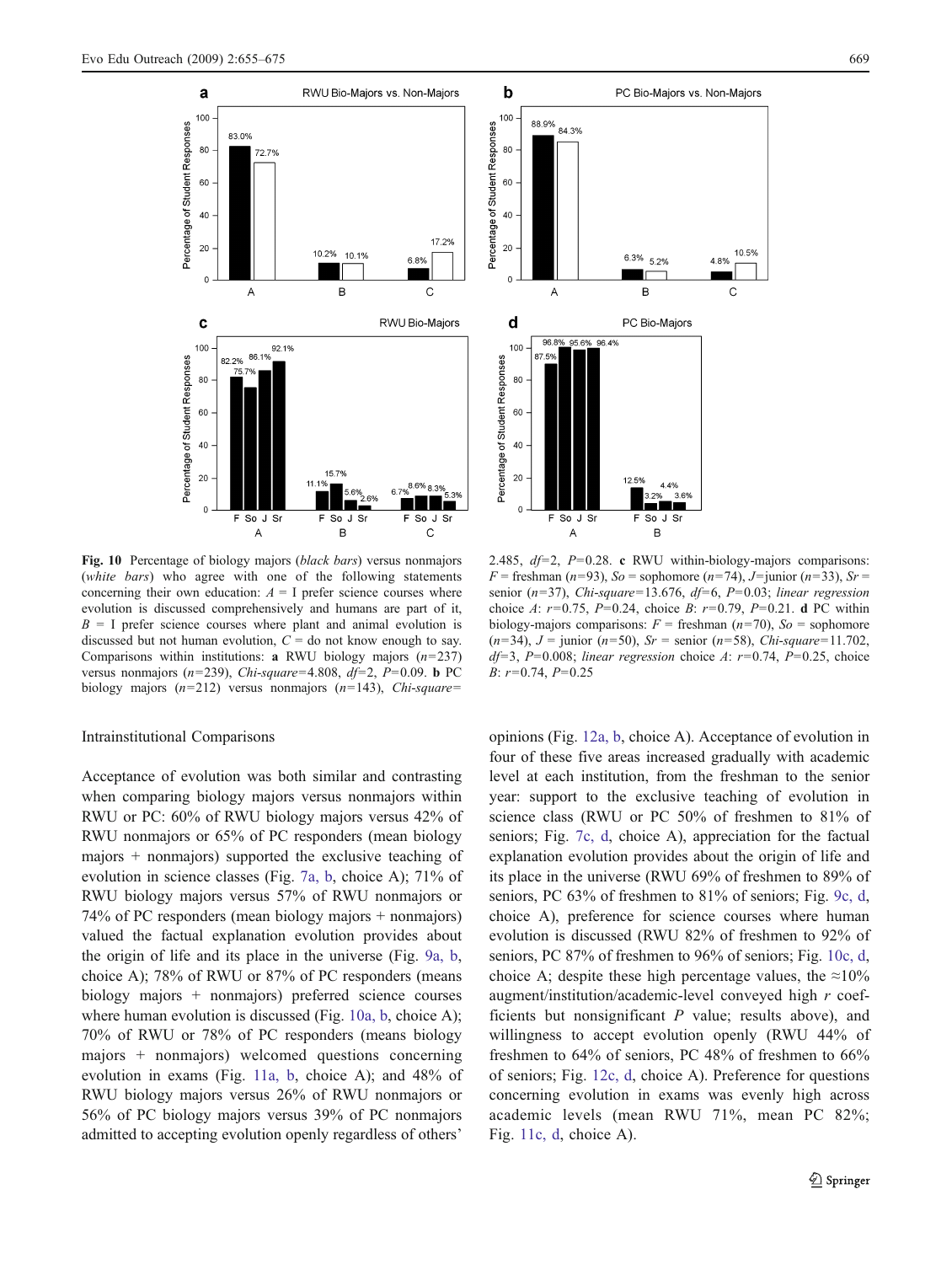**Fig. 10** Percentage of biology majors (*black bars*) versus nonmajors (*white bars*) who agree with one of the following statements concerning their own education: *A* = I prefer science courses where evolution is discussed comprehensively and humans are part of it, *B* = I prefer science courses where plant and animal evolution is discussed but not human evolution, *C* = do not know enough to say. Comparisons within institutions: **a** RWU biology majors ($n$=237) versus nonmajors ($n$=239), *Chi-square*=4.808, *df*=2, *P*=0.09. **b** PC biology majors ($n$=212) versus nonmajors ($n$=143), *Chi-square*=2.485, *df*=2, *P*=0.28. **c** RWU within-biology-majors comparisons: *F* = freshman ($n$=93), *So* = sophomore ($n$=74), *J*=junior ($n$=33), *Sr* = senior ($n$=37), *Chi-square*=13.676, *df*=6, *P*=0.03; *linear regression* choice *A*: $r$=0.75, *P*=0.24, choice *B*: $r$=0.79, *P*=0.21. **d** PC within biology-majors comparisons: *F* = freshman ($n$=34), *J* = junior ($n$=50), *Sr* = senior ($n$=58), *Chi-square*=11.702, *df*=3, *P*=0.008; *linear regression* choice *A*: $r$=0.74, *P*=0.25, choice *B*: $r$=0.74, *P*=0.25

Intrainstitutional Comparisons

Acceptance of evolution was both similar and contrasting when comparing biology majors versus nonmajors within RWU or PC: 60% of RWU biology majors versus 42% of RWU nonmajors or 65% of PC responders (mean biology majors + nonmajors) supported the exclusive teaching of evolution in science classes (Fig. 7a, b, choice A); 71% of RWU biology majors versus 57% of RWU nonmajors or 74% of PC responders (mean biology majors + nonmajors) valued the factual explanation evolution provides about the origin of life and its place in the universe (Fig. 9a, b, choice A); 78% of RWU or 87% of PC responders (means biology majors + nonmajors) preferred science courses where human evolution is discussed (Fig. 10a, b, choice A); 70% of RWU or 78% of PC responders (means biology majors + nonmajors) welcomed questions concerning evolution in exams (Fig. 11a, b, choice A); and 48% of RWU biology majors versus 26% of RWU nonmajors or 56% of PC biology majors versus 39% of PC nonmajors admitted to accepting evolution openly regardless of others' opinions (Fig. 12a, b, choice A). Acceptance of evolution in four of these five areas increased gradually with academic level at each institution, from the freshman to the senior year: support to the exclusive teaching of evolution in science class (RWU or PC 50% of freshmen to 81% of seniors; Fig. 7c, d, choice A), appreciation for the factual explanation evolution provides about the origin of life and its place in the universe (RWU 69% of freshmen to 89% of seniors, PC 63% of freshmen to 81% of seniors; Fig. 9c, d, choice A), preference for science courses where human evolution is discussed (RWU 82% of freshmen to 92% of seniors, PC 87% of freshmen to 96% of seniors; Fig. 10c, d, choice A; despite these high percentage values, the ≈10% augment/institution/academic-level conveyed high $r$ coefficients but nonsignificant $P$ value; results above), and willingness to accept evolution openly (RWU 44% of freshmen to 64% of seniors, PC 48% of freshmen to 66% of seniors; Fig. 12c, d, choice A). Preference for questions concerning evolution in exams was evenly high across academic levels (mean RWU 71%, mean PC 82%; Fig. 11c, d, choice A).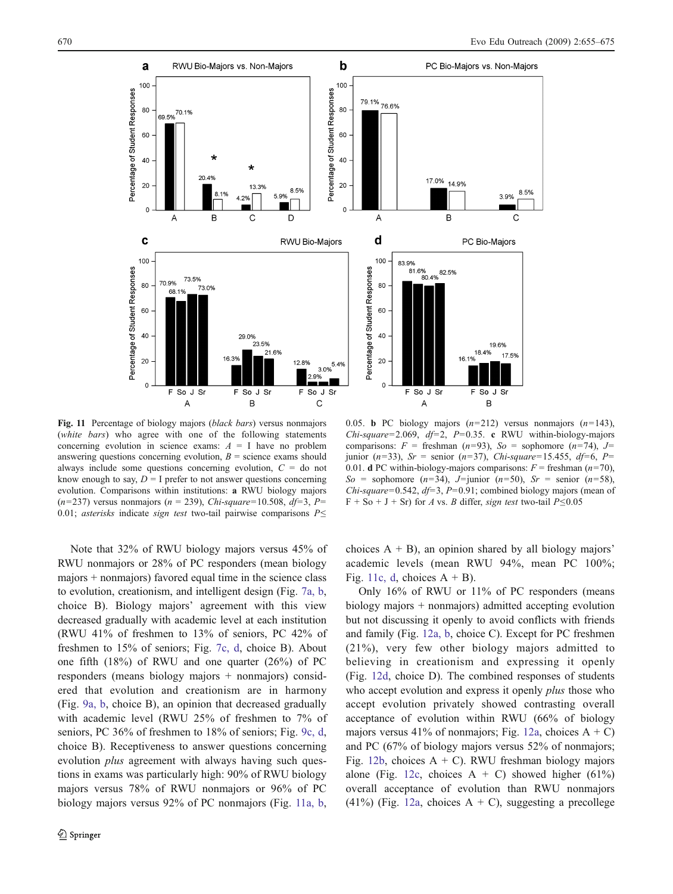**Fig. 11** Percentage of biology majors (*black bars*) versus nonmajors (*white bars*) who agree with one of the following statements concerning evolution in science exams: *A* = I have no problem answering questions concerning evolution, *B* = science exams should always include some questions concerning evolution, *C* = do not know enough to say, *D* = I prefer to not answer questions concerning evolution. Comparisons within institutions: **a** RWU biology majors ($n$=237) versus nonmajors ($n$ = 239), *Chi-square*=10.508, *df*=3, *P*= 0.01; *asterisks* indicate *sign test* two-tail pairwise comparisons $P \leq 0.05$. **b** PC biology majors ($n$=212) versus nonmajors ($n$=143), *Chi-square*=2.069, *df*=2, *P*=0.35. **c** RWU within-biology-majors comparisons: *F* = freshman ($n$=93), *So* = sophomore ($n$=74), *J*= junior ($n$=33), *Sr* = senior ($n$=37), *Chi-square*=15.455, *df*=6, *P*= 0.01. **d** PC within-biology-majors comparisons: *F* = freshman ($n$=70), *So* = sophomore ($n$=34), *J*=junior ($n$=50), *Sr* = senior ($n$=58), *Chi-square*=0.542, *df*=3, *P*=0.91; combined biology majors (mean of F + So + J + Sr) for *A* vs. *B* differ, *sign test* two-tail $P \leq 0.05$

Note that 32% of RWU biology majors versus 45% of RWU nonmajors or 28% of PC responders (mean biology majors + nonmajors) favored equal time in the science class to evolution, creationism, and intelligent design (Fig. 7a, b, choice B). Biology majors' agreement with this view decreased gradually with academic level at each institution (RWU 41% of freshmen to 13% of seniors, PC 42% of freshmen to 15% of seniors; Fig. 7c, d, choice B). About one fifth (18%) of RWU and one quarter (26%) of PC responders (means biology majors + nonmajors) considered that evolution and creationism are in harmony (Fig. 9a, b, choice B), an opinion that decreased gradually with academic level (RWU 25% of freshmen to 7% of seniors, PC 36% of freshmen to 18% of seniors; Fig. 9c, d, choice B). Receptiveness to answer questions concerning evolution *plus* agreement with always having such questions in exams was particularly high: 90% of RWU biology majors versus 78% of RWU nonmajors or 96% of PC biology majors versus 92% of PC nonmajors (Fig. 11a, b, choices A + B), an opinion shared by all biology majors' academic levels (mean RWU 94%, mean PC 100%; Fig. 11c, d, choices A + B).

Only 16% of RWU or 11% of PC responders (means biology majors + nonmajors) admitted accepting evolution but not discussing it openly to avoid conflicts with friends and family (Fig. 12a, b, choice C). Except for PC freshmen (21%), very few other biology majors admitted to believing in creationism and expressing it openly (Fig. 12d, choice D). The combined responses of students who accept evolution and express it openly *plus* those who accept evolution privately showed contrasting overall acceptance of evolution within RWU (66% of biology majors versus 41% of nonmajors; Fig. 12a, choices A + C) and PC (67% of biology majors versus 52% of nonmajors; Fig. 12b, choices A + C). RWU freshman biology majors alone (Fig. 12c, choices A + C) showed higher (61%) overall acceptance of evolution than RWU nonmajors (41%) (Fig. 12a, choices A + C), suggesting a precollege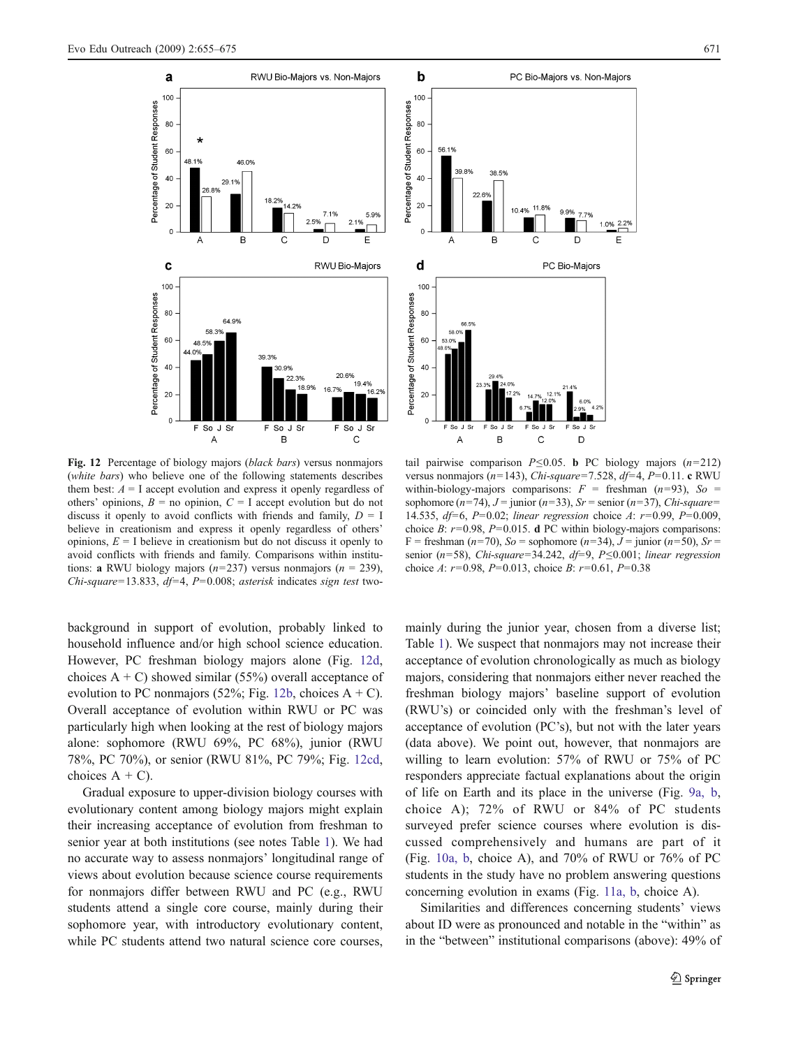**Fig. 12** Percentage of biology majors (*black bars*) versus nonmajors (*white bars*) who believe one of the following statements describes them best: *A* = I accept evolution and express it openly regardless of others' opinions, *B* = no opinion, *C* = I accept evolution but do not discuss it openly to avoid conflicts with friends and family, *D* = I believe in creationism and express it openly regardless of others' opinions, *E* = I believe in creationism but do not discuss it openly to avoid conflicts with friends and family. Comparisons within institutions: **a** RWU biology majors ($n$=237) versus nonmajors ($n$ = 239), *Chi-square*=13.833, $df$=4, $P$=0.008; *asterisk* indicates *sign test* two-tail pairwise comparison $P \leq 0.05$. **b** PC biology majors ($n$=212) versus nonmajors ($n$=143), *Chi-square*=7.528, $df$=4, $P$=0.11. **c** RWU within-biology-majors comparisons: $F$ = freshman ($n$=93), $So$ = sophomore ($n$=74), $J$ = junior ($n$=33), $Sr$ = senior ($n$=37), *Chi-square*= 14.535, $df$=6, $P$=0.02; *linear regression* choice $A$: $r$=0.99, $P$=0.009, choice $B$: $r$=0.98, $P$=0.015. **d** PC within biology-majors comparisons: F = freshman ($n$=70), $So$ = sophomore ($n$=34), $J$ = junior ($n$=50), $Sr$ = senior ($n$=58), *Chi-square*=34.242, $df$=9, $P \leq 0.001$; *linear regression* choice $A$: $r$=0.98, $P$=0.013, choice $B$: $r$=0.61, $P$=0.38

background in support of evolution, probably linked to household influence and/or high school science education. However, PC freshman biology majors alone (Fig. 12d, choices A + C) showed similar (55%) overall acceptance of evolution to PC nonmajors (52%; Fig. 12b, choices A + C). Overall acceptance of evolution within RWU or PC was particularly high when looking at the rest of biology majors alone: sophomore (RWU 69%, PC 68%), junior (RWU 78%, PC 70%), or senior (RWU 81%, PC 79%; Fig. 12cd, choices A + C).

Gradual exposure to upper-division biology courses with evolutionary content among biology majors might explain their increasing acceptance of evolution from freshman to senior year at both institutions (see notes Table 1). We had no accurate way to assess nonmajors' longitudinal range of views about evolution because science course requirements for nonmajors differ between RWU and PC (e.g., RWU students attend a single core course, mainly during their sophomore year, with introductory evolutionary content, while PC students attend two natural science core courses, mainly during the junior year, chosen from a diverse list; Table 1). We suspect that nonmajors may not increase their acceptance of evolution chronologically as much as biology majors, considering that nonmajors either never reached the freshman biology majors' baseline support of evolution (RWU's) or coincided only with the freshman's level of acceptance of evolution (PC's), but not with the later years (data above). We point out, however, that nonmajors are willing to learn evolution: 57% of RWU or 75% of PC responders appreciate factual explanations about the origin of life on Earth and its place in the universe (Fig. 9a, b, choice A); 72% of RWU or 84% of PC students surveyed prefer science courses where evolution is discussed comprehensively and humans are part of it (Fig. 10a, b, choice A), and 70% of RWU or 76% of PC students in the study have no problem answering questions concerning evolution in exams (Fig. 11a, b, choice A).

Similarities and differences concerning students' views about ID were as pronounced and notable in the "within" as in the "between" institutional comparisons (above): 49% of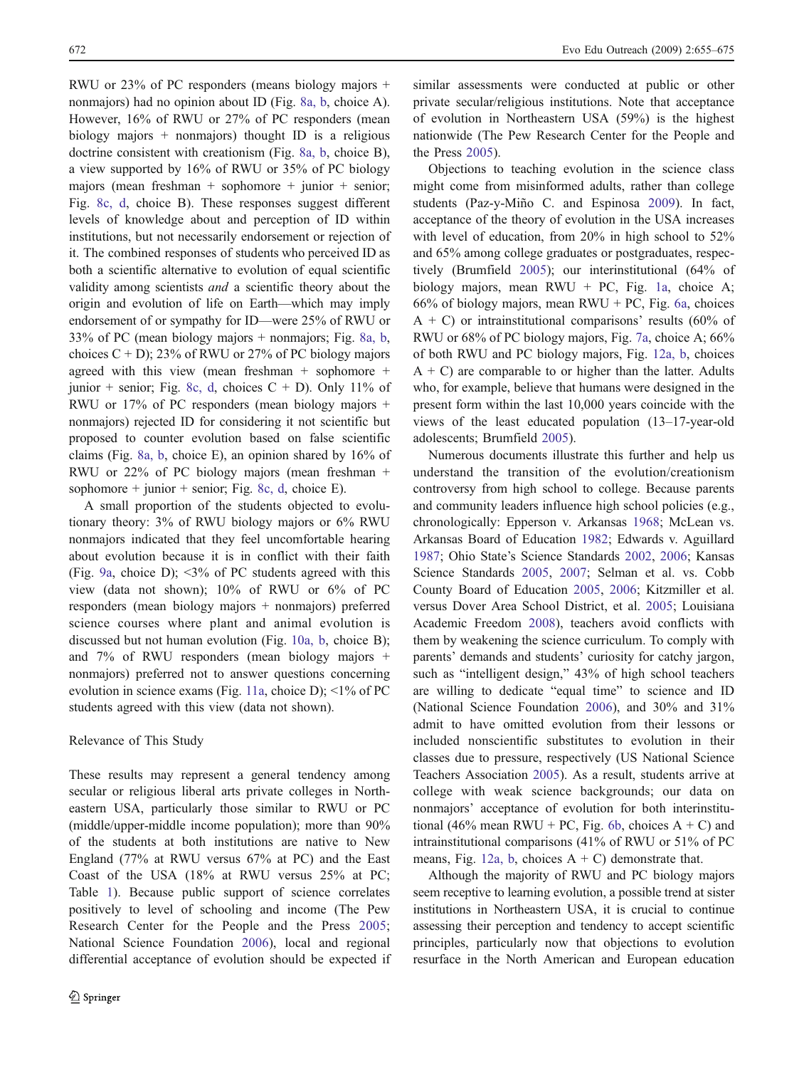RWU or 23% of PC responders (means biology majors + nonmajors) had no opinion about ID (Fig. 8a, b, choice A). However, 16% of RWU or 27% of PC responders (mean biology majors + nonmajors) thought ID is a religious doctrine consistent with creationism (Fig. 8a, b, choice B), a view supported by 16% of RWU or 35% of PC biology majors (mean freshman + sophomore + junior + senior; Fig. 8c, d, choice B). These responses suggest different levels of knowledge about and perception of ID within institutions, but not necessarily endorsement or rejection of it. The combined responses of students who perceived ID as both a scientific alternative to evolution of equal scientific validity among scientists *and* a scientific theory about the origin and evolution of life on Earth—which may imply endorsement of or sympathy for ID—were 25% of RWU or 33% of PC (mean biology majors + nonmajors; Fig. 8a, b, choices C + D); 23% of RWU or 27% of PC biology majors agreed with this view (mean freshman + sophomore + junior + senior; Fig. 8c, d, choices C + D). Only 11% of RWU or 17% of PC responders (mean biology majors + nonmajors) rejected ID for considering it not scientific but proposed to counter evolution based on false scientific claims (Fig. 8a, b, choice E), an opinion shared by 16% of RWU or 22% of PC biology majors (mean freshman + sophomore + junior + senior; Fig. 8c, d, choice E).

A small proportion of the students objected to evolutionary theory: 3% of RWU biology majors or 6% RWU nonmajors indicated that they feel uncomfortable hearing about evolution because it is in conflict with their faith (Fig. 9a, choice D); <3% of PC students agreed with this view (data not shown); 10% of RWU or 6% of PC responders (mean biology majors + nonmajors) preferred science courses where plant and animal evolution is discussed but not human evolution (Fig. 10a, b, choice B); and 7% of RWU responders (mean biology majors + nonmajors) preferred not to answer questions concerning evolution in science exams (Fig. 11a, choice D); <1% of PC students agreed with this view (data not shown).

## Relevance of This Study

These results may represent a general tendency among secular or religious liberal arts private colleges in Northeastern USA, particularly those similar to RWU or PC (middle/upper-middle income population); more than 90% of the students at both institutions are native to New England (77% at RWU versus 67% at PC) and the East Coast of the USA (18% at RWU versus 25% at PC; Table 1). Because public support of science correlates positively to level of schooling and income (The Pew Research Center for the People and the Press 2005; National Science Foundation 2006), local and regional differential acceptance of evolution should be expected if similar assessments were conducted at public or other private secular/religious institutions. Note that acceptance of evolution in Northeastern USA (59%) is the highest nationwide (The Pew Research Center for the People and the Press 2005).

Objections to teaching evolution in the science class might come from misinformed adults, rather than college students (Paz-y-Miño C. and Espinosa 2009). In fact, acceptance of the theory of evolution in the USA increases with level of education, from 20% in high school to 52% and 65% among college graduates or postgraduates, respectively (Brumfield 2005); our interinstitutional (64% of biology majors, mean RWU + PC, Fig. 1a, choice A; 66% of biology majors, mean RWU + PC, Fig. 6a, choices A + C) or intrainstitutional comparisons' results (60% of RWU or 68% of PC biology majors, Fig. 7a, choice A; 66% of both RWU and PC biology majors, Fig. 12a, b, choices A + C) are comparable to or higher than the latter. Adults who, for example, believe that humans were designed in the present form within the last 10,000 years coincide with the views of the least educated population (13–17-year-old adolescents; Brumfield 2005).

Numerous documents illustrate this further and help us understand the transition of the evolution/creationism controversy from high school to college. Because parents and community leaders influence high school policies (e.g., chronologically: Epperson v. Arkansas 1968; McLean vs. Arkansas Board of Education 1982; Edwards v. Aguillard 1987; Ohio State's Science Standards 2002, 2006; Kansas Science Standards 2005, 2007; Selman et al. vs. Cobb County Board of Education 2005, 2006; Kitzmiller et al. versus Dover Area School District, et al. 2005; Louisiana Academic Freedom 2008), teachers avoid conflicts with them by weakening the science curriculum. To comply with parents' demands and students' curiosity for catchy jargon, such as "intelligent design," 43% of high school teachers are willing to dedicate "equal time" to science and ID (National Science Foundation 2006), and 30% and 31% admit to have omitted evolution from their lessons or included nonscientific substitutes to evolution in their classes due to pressure, respectively (US National Science Teachers Association 2005). As a result, students arrive at college with weak science backgrounds; our data on nonmajors' acceptance of evolution for both interinstitutional (46% mean RWU + PC, Fig. 6b, choices A + C) and intrainstitutional comparisons (41% of RWU or 51% of PC means, Fig. 12a, b, choices A + C) demonstrate that.

Although the majority of RWU and PC biology majors seem receptive to learning evolution, a possible trend at sister institutions in Northeastern USA, it is crucial to continue assessing their perception and tendency to accept scientific principles, particularly now that objections to evolution resurface in the North American and European education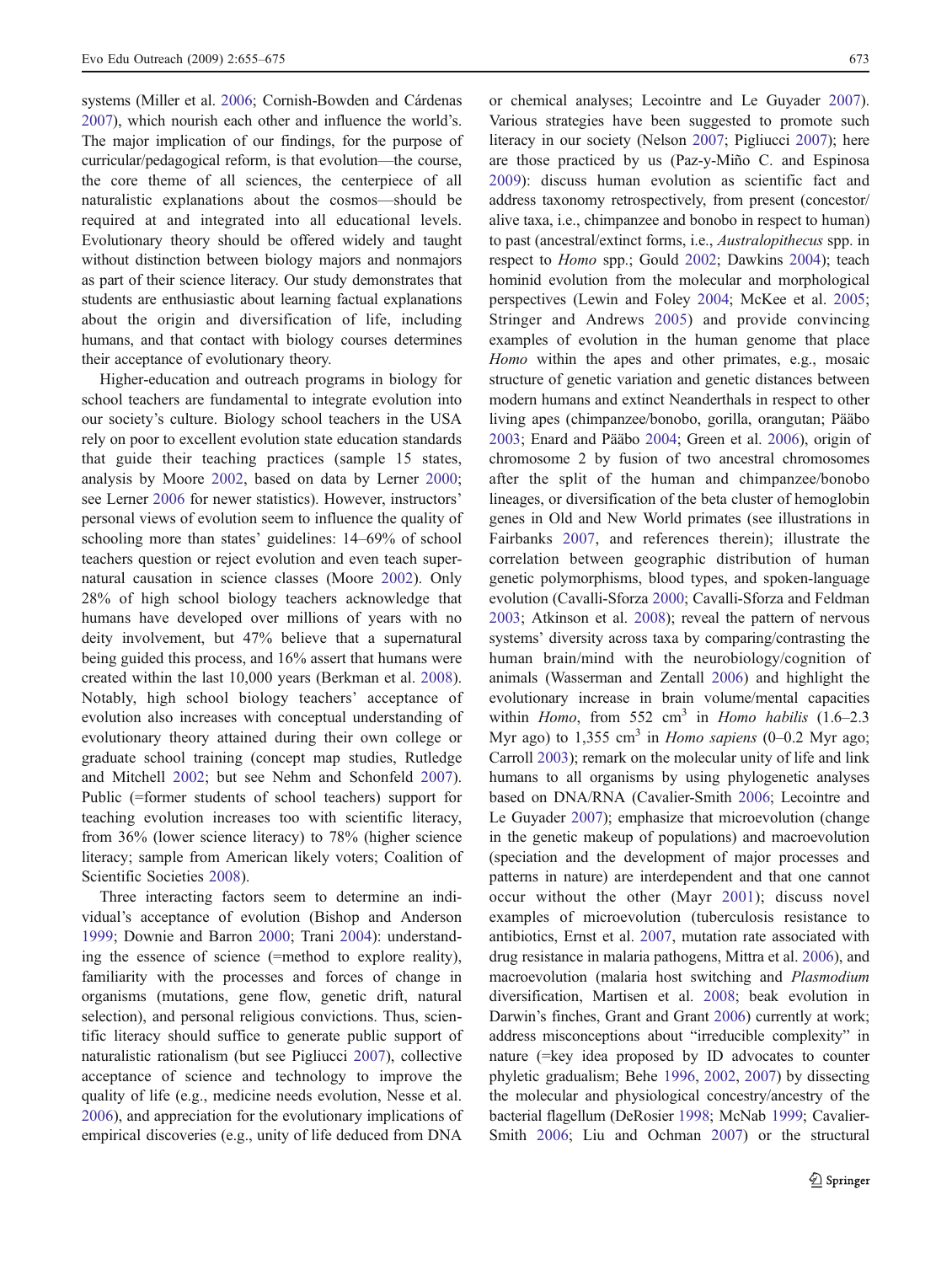systems (Miller et al. 2006; Cornish-Bowden and Cárdenas 2007), which nourish each other and influence the world's. The major implication of our findings, for the purpose of curricular/pedagogical reform, is that evolution—the course, the core theme of all sciences, the centerpiece of all naturalistic explanations about the cosmos—should be required at and integrated into all educational levels. Evolutionary theory should be offered widely and taught without distinction between biology majors and nonmajors as part of their science literacy. Our study demonstrates that students are enthusiastic about learning factual explanations about the origin and diversification of life, including humans, and that contact with biology courses determines their acceptance of evolutionary theory.

Higher-education and outreach programs in biology for school teachers are fundamental to integrate evolution into our society's culture. Biology school teachers in the USA rely on poor to excellent evolution state education standards that guide their teaching practices (sample 15 states, analysis by Moore 2002, based on data by Lerner 2000; see Lerner 2006 for newer statistics). However, instructors' personal views of evolution seem to influence the quality of schooling more than states' guidelines: 14–69% of school teachers question or reject evolution and even teach supernatural causation in science classes (Moore 2002). Only 28% of high school biology teachers acknowledge that humans have developed over millions of years with no deity involvement, but 47% believe that a supernatural being guided this process, and 16% assert that humans were created within the last 10,000 years (Berkman et al. 2008). Notably, high school biology teachers' acceptance of evolution also increases with conceptual understanding of evolutionary theory attained during their own college or graduate school training (concept map studies, Rutledge and Mitchell 2002; but see Nehm and Schonfeld 2007). Public (=former students of school teachers) support for teaching evolution increases too with scientific literacy, from 36% (lower science literacy) to 78% (higher science literacy; sample from American likely voters; Coalition of Scientific Societies 2008).

Three interacting factors seem to determine an individual's acceptance of evolution (Bishop and Anderson 1999; Downie and Barron 2000; Trani 2004): understanding the essence of science (=method to explore reality), familiarity with the processes and forces of change in organisms (mutations, gene flow, genetic drift, natural selection), and personal religious convictions. Thus, scientific literacy should suffice to generate public support of naturalistic rationalism (but see Pigliucci 2007), collective acceptance of science and technology to improve the quality of life (e.g., medicine needs evolution, Nesse et al. 2006), and appreciation for the evolutionary implications of empirical discoveries (e.g., unity of life deduced from DNA or chemical analyses; Lecointre and Le Guyader 2007). Various strategies have been suggested to promote such literacy in our society (Nelson 2007; Pigliucci 2007); here are those practiced by us (Paz-y-Miño C. and Espinosa 2009): discuss human evolution as scientific fact and address taxonomy retrospectively, from present (concestor/alive taxa, i.e., chimpanzee and bonobo in respect to human) to past (ancestral/extinct forms, i.e., *Australopithecus* spp. in respect to *Homo* spp.; Gould 2002; Dawkins 2004); teach hominid evolution from the molecular and morphological perspectives (Lewin and Foley 2004; McKee et al. 2005; Stringer and Andrews 2005) and provide convincing examples of evolution in the human genome that place *Homo* within the apes and other primates, e.g., mosaic structure of genetic variation and genetic distances between modern humans and extinct Neanderthals in respect to other living apes (chimpanzee/bonobo, gorilla, orangutan; Pääbo 2003; Enard and Pääbo 2004; Green et al. 2006), origin of chromosome 2 by fusion of two ancestral chromosomes after the split of the human and chimpanzee/bonobo lineages, or diversification of the beta cluster of hemoglobin genes in Old and New World primates (see illustrations in Fairbanks 2007, and references therein); illustrate the correlation between geographic distribution of human genetic polymorphisms, blood types, and spoken-language evolution (Cavalli-Sforza 2000; Cavalli-Sforza and Feldman 2003; Atkinson et al. 2008); reveal the pattern of nervous systems' diversity across taxa by comparing/contrasting the human brain/mind with the neurobiology/cognition of animals (Wasserman and Zentall 2006) and highlight the evolutionary increase in brain volume/mental capacities within *Homo*, from 552 $cm^3$ in *Homo habilis* (1.6–2.3 Myr ago) to 1,355 $cm^3$ in *Homo sapiens* (0–0.2 Myr ago; Carroll 2003); remark on the molecular unity of life and link humans to all organisms by using phylogenetic analyses based on DNA/RNA (Cavalier-Smith 2006; Lecointre and Le Guyader 2007); emphasize that microevolution (change in the genetic makeup of populations) and macroevolution (speciation and the development of major processes and patterns in nature) are interdependent and that one cannot occur without the other (Mayr 2001); discuss novel examples of microevolution (tuberculosis resistance to antibiotics, Ernst et al. 2007, mutation rate associated with drug resistance in malaria pathogens, Mittra et al. 2006), and macroevolution (malaria host switching and *Plasmodium* diversification, Martisen et al. 2008; beak evolution in Darwin's finches, Grant and Grant 2006) currently at work; address misconceptions about "irreducible complexity" in nature (=key idea proposed by ID advocates to counter phyletic gradualism; Behe 1996, 2002, 2007) by dissecting the molecular and physiological concestry/ancestry of the bacterial flagellum (DeRosier 1998; McNab 1999; Cavalier-Smith 2006; Liu and Ochman 2007) or the structural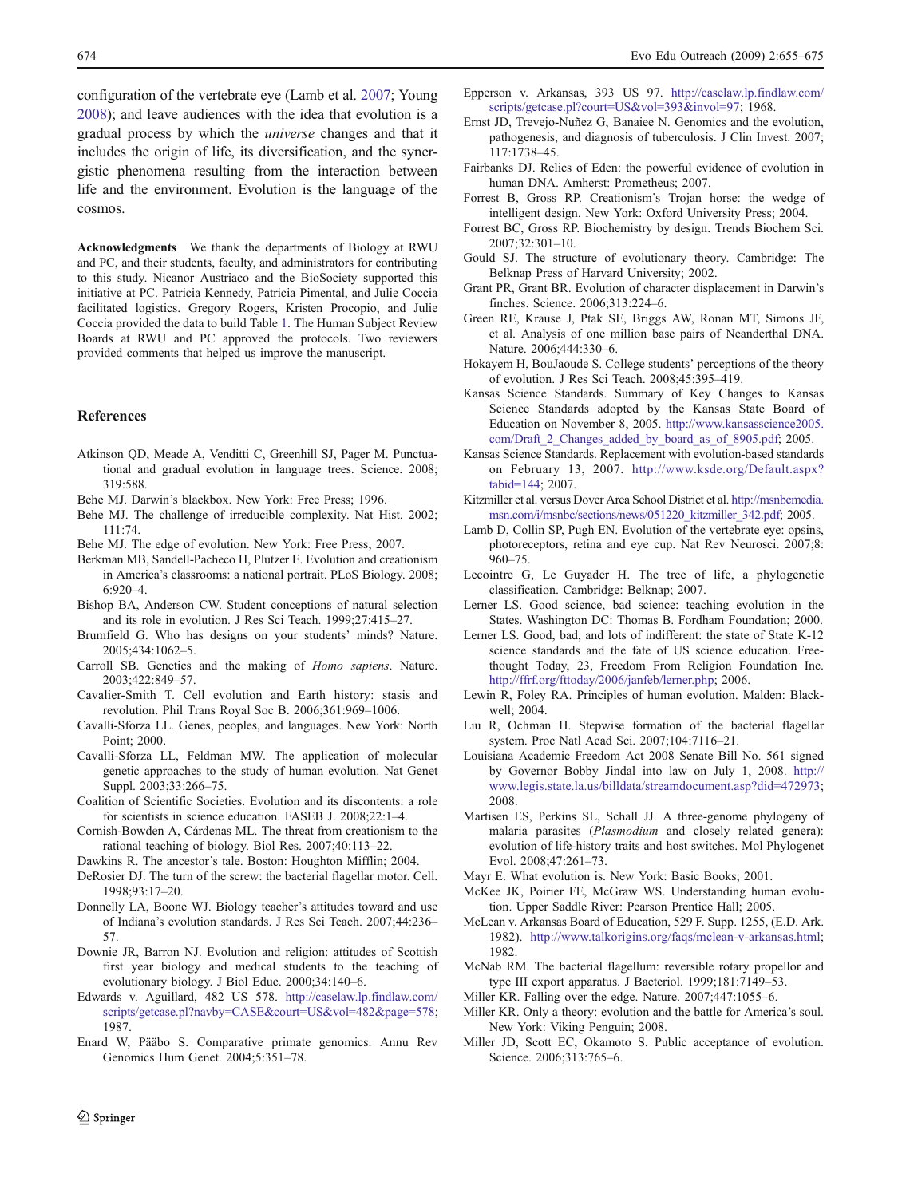configuration of the vertebrate eye (Lamb et al. 2007; Young 2008); and leave audiences with the idea that evolution is a gradual process by which the *universe* changes and that it includes the origin of life, its diversification, and the synergistic phenomena resulting from the interaction between life and the environment. Evolution is the language of the cosmos.

**Acknowledgments** We thank the departments of Biology at RWU and PC, and their students, faculty, and administrators for contributing to this study. Nicanor Austriaco and the BioSociety supported this initiative at PC. Patricia Kennedy, Patricia Pimental, and Julie Coccia facilitated logistics. Gregory Rogers, Kristen Procopio, and Julie Coccia provided the data to build Table 1. The Human Subject Review Boards at RWU and PC approved the protocols. Two reviewers provided comments that helped us improve the manuscript.

## References

Atkinson QD, Meade A, Venditti C, Greenhill SJ, Pager M. Punctuational and gradual evolution in language trees. Science. 2008; 319:588.

Behe MJ. Darwin's blackbox. New York: Free Press; 1996.

Behe MJ. The challenge of irreducible complexity. Nat Hist. 2002; 111:74.

Behe MJ. The edge of evolution. New York: Free Press; 2007.

Berkman MB, Sandell-Pacheco H, Plutzer E. Evolution and creationism in America's classrooms: a national portrait. PLoS Biology. 2008; 6:920–4.

Bishop BA, Anderson CW. Student conceptions of natural selection and its role in evolution. J Res Sci Teach. 1999;27:415–27.

Brumfield G. Who has designs on your students' minds? Nature. 2005;434:1062–5.

Carroll SB. Genetics and the making of *Homo sapiens*. Nature. 2003;422:849–57.

Cavalier-Smith T. Cell evolution and Earth history: stasis and revolution. Phil Trans Royal Soc B. 2006;361:969–1006.

Cavalli-Sforza LL. Genes, peoples, and languages. New York: North Point; 2000.

Cavalli-Sforza LL, Feldman MW. The application of molecular genetic approaches to the study of human evolution. Nat Genet Suppl. 2003;33:266–75.

Coalition of Scientific Societies. Evolution and its discontents: a role for scientists in science education. FASEB J. 2008;22:1–4.

Cornish-Bowden A, Cárdenas ML. The threat from creationism to the rational teaching of biology. Biol Res. 2007;40:113–22.

Dawkins R. The ancestor's tale. Boston: Houghton Mifflin; 2004.

DeRosier DJ. The turn of the screw: the bacterial flagellar motor. Cell. 1998;93:17–20.

Donnelly LA, Boone WJ. Biology teacher's attitudes toward and use of Indiana's evolution standards. J Res Sci Teach. 2007;44:236–57.

Downie JR, Barron NJ. Evolution and religion: attitudes of Scottish first year biology and medical students to the teaching of evolutionary biology. J Biol Educ. 2000;34:140–6.

Edwards v. Aguillard, 482 US 578. http://caselaw.lp.findlaw.com/scripts/getcase.pl?navby=CASE&court=US&vol=482&page=578; 1987.

Enard W, Pääbo S. Comparative primate genomics. Annu Rev Genomics Hum Genet. 2004;5:351–78.

Epperson v. Arkansas, 393 US 97. http://caselaw.lp.findlaw.com/scripts/getcase.pl?court=US&vol=393&invol=97; 1968.

Ernst JD, Trevejo-Nuñez G, Banaiee N. Genomics and the evolution, pathogenesis, and diagnosis of tuberculosis. J Clin Invest. 2007; 117:1738–45.

Fairbanks DJ. Relics of Eden: the powerful evidence of evolution in human DNA. Amherst: Prometheus; 2007.

Forrest B, Gross RP. Creationism's Trojan horse: the wedge of intelligent design. New York: Oxford University Press; 2004.

Forrest BC, Gross RP. Biochemistry by design. Trends Biochem Sci. 2007;32:301–10.

Gould SJ. The structure of evolutionary theory. Cambridge: The Belknap Press of Harvard University; 2002.

Grant PR, Grant BR. Evolution of character displacement in Darwin's finches. Science. 2006;313:224–6.

Green RE, Krause J, Ptak SE, Briggs AW, Ronan MT, Simons JF, et al. Analysis of one million base pairs of Neanderthal DNA. Nature. 2006;444:330–6.

Hokayem H, BouJaoude S. College students' perceptions of the theory of evolution. J Res Sci Teach. 2008;45:395–419.

Kansas Science Standards. Summary of Key Changes to Kansas Science Standards adopted by the Kansas State Board of Education on November 8, 2005. http://www.kansasscience2005.com/Draft_2_Changes_added_by_board_as_of_8905.pdf; 2005.

Kansas Science Standards. Replacement with evolution-based standards on February 13, 2007. http://www.ksde.org/Default.aspx?tabid=144; 2007.

Kitzmiller et al. versus Dover Area School District et al. http://msnbcmedia.msn.com/i/msnbc/sections/news/051220_kitzmiller_342.pdf; 2005.

Lamb D, Collin SP, Pugh EN. Evolution of the vertebrate eye: opsins, photoreceptors, retina and eye cup. Nat Rev Neurosci. 2007;8: 960–75.

Lecointre G, Le Guyader H. The tree of life, a phylogenetic classification. Cambridge: Belknap; 2007.

Lerner LS. Good science, bad science: teaching evolution in the States. Washington DC: Thomas B. Fordham Foundation; 2000.

Lerner LS. Good, bad, and lots of indifferent: the state of State K-12 science standards and the fate of US science education. Freethought Today, 23, Freedom From Religion Foundation Inc. http://ffrf.org/fttoday/2006/janfeb/lerner.php; 2006.

Lewin R, Foley RA. Principles of human evolution. Malden: Blackwell; 2004.

Liu R, Ochman H. Stepwise formation of the bacterial flagellar system. Proc Natl Acad Sci. 2007;104:7116–21.

Louisiana Academic Freedom Act 2008 Senate Bill No. 561 signed by Governor Bobby Jindal into law on July 1, 2008. http://www.legis.state.la.us/billdata/streamdocument.asp?did=472973; 2008.

Martisen ES, Perkins SL, Schall JJ. A three-genome phylogeny of malaria parasites (*Plasmodium* and closely related genera): evolution of life-history traits and host switches. Mol Phylogenet Evol. 2008;47:261–73.

Mayr E. What evolution is. New York: Basic Books; 2001.

McKee JK, Poirier FE, McGraw WS. Understanding human evolution. Upper Saddle River: Pearson Prentice Hall; 2005.

McLean v. Arkansas Board of Education, 529 F. Supp. 1255, (E.D. Ark. 1982). http://www.talkorigins.org/faqs/mclean-v-arkansas.html; 1982.

McNab RM. The bacterial flagellum: reversible rotary propellor and type III export apparatus. J Bacteriol. 1999;181:7149–53.

Miller KR. Falling over the edge. Nature. 2007;447:1055–6.

Miller KR. Only a theory: evolution and the battle for America's soul. New York: Viking Penguin; 2008.

Miller JD, Scott EC, Okamoto S. Public acceptance of evolution. Science. 2006;313:765–6.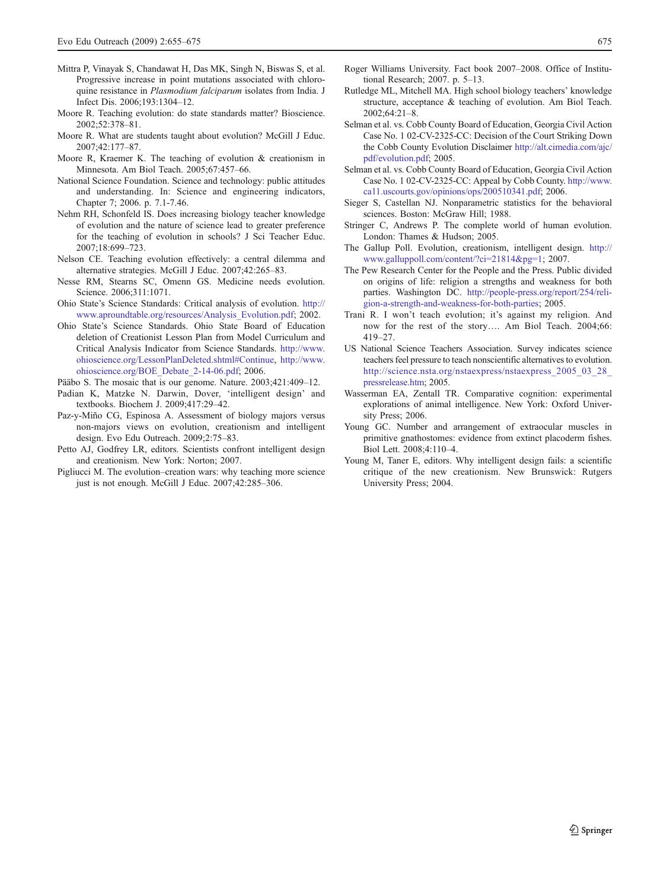Mittra P, Vinayak S, Chandawat H, Das MK, Singh N, Biswas S, et al. Progressive increase in point mutations associated with chloroquine resistance in *Plasmodium falciparum* isolates from India. J Infect Dis. 2006;193:1304–12.

Moore R. Teaching evolution: do state standards matter? Bioscience. 2002;52:378–81.

Moore R. What are students taught about evolution? McGill J Educ. 2007;42:177–87.

Moore R, Kraemer K. The teaching of evolution & creationism in Minnesota. Am Biol Teach. 2005;67:457–66.

National Science Foundation. Science and technology: public attitudes and understanding. In: Science and engineering indicators, Chapter 7; 2006. p. 7.1-7.46.

Nehm RH, Schonfeld IS. Does increasing biology teacher knowledge of evolution and the nature of science lead to greater preference for the teaching of evolution in schools? J Sci Teacher Educ. 2007;18:699–723.

Nelson CE. Teaching evolution effectively: a central dilemma and alternative strategies. McGill J Educ. 2007;42:265–83.

Nesse RM, Stearns SC, Omenn GS. Medicine needs evolution. Science. 2006;311:1071.

Ohio State's Science Standards: Critical analysis of evolution. http://www.aproundtable.org/resources/Analysis_Evolution.pdf; 2002.

Ohio State's Science Standards. Ohio State Board of Education deletion of Creationist Lesson Plan from Model Curriculum and Critical Analysis Indicator from Science Standards. http://www.ohioscience.org/LessonPlanDeleted.shtml#Continue, http://www.ohioscience.org/BOE_Debate_2-14-06.pdf; 2006.

Pääbo S. The mosaic that is our genome. Nature. 2003;421:409–12.

Padian K, Matzke N. Darwin, Dover, 'intelligent design' and textbooks. Biochem J. 2009;417:29–42.

Paz-y-Miño CG, Espinosa A. Assessment of biology majors versus non-majors views on evolution, creationism and intelligent design. Evo Edu Outreach. 2009;2:75–83.

Petto AJ, Godfrey LR, editors. Scientists confront intelligent design and creationism. New York: Norton; 2007.

Pigliucci M. The evolution–creation wars: why teaching more science just is not enough. McGill J Educ. 2007;42:285–306.

Roger Williams University. Fact book 2007–2008. Office of Institutional Research; 2007. p. 5–13.

Rutledge ML, Mitchell MA. High school biology teachers' knowledge structure, acceptance & teaching of evolution. Am Biol Teach. 2002;64:21–8.

Selman et al. vs. Cobb County Board of Education, Georgia Civil Action Case No. 1 02-CV-2325-CC: Decision of the Court Striking Down the Cobb County Evolution Disclaimer http://alt.cimedia.com/ajc/pdf/evolution.pdf; 2005.

Selman et al. vs. Cobb County Board of Education, Georgia Civil Action Case No. 1 02-CV-2325-CC: Appeal by Cobb County. http://www.ca11.uscourts.gov/opinions/ops/200510341.pdf; 2006.

Sieger S, Castellan NJ. Nonparametric statistics for the behavioral sciences. Boston: McGraw Hill; 1988.

Stringer C, Andrews P. The complete world of human evolution. London: Thames & Hudson; 2005.

The Gallup Poll. Evolution, creationism, intelligent design. http://www.galluppoll.com/content/?ci=21814&pg=1; 2007.

The Pew Research Center for the People and the Press. Public divided on origins of life: religion a strengths and weakness for both parties. Washington DC. http://people-press.org/report/254/religion-a-strength-and-weakness-for-both-parties; 2005.

Trani R. I won't teach evolution; it's against my religion. And now for the rest of the story…. Am Biol Teach. 2004;66:419–27.

US National Science Teachers Association. Survey indicates science teachers feel pressure to teach nonscientific alternatives to evolution. http://science.nsta.org/nstaexpress/nstaexpress_2005_03_28_pressrelease.htm; 2005.

Wasserman EA, Zentall TR. Comparative cognition: experimental explorations of animal intelligence. New York: Oxford University Press; 2006.

Young GC. Number and arrangement of extraocular muscles in primitive gnathostomes: evidence from extinct placoderm fishes. Biol Lett. 2008;4:110–4.

Young M, Taner E, editors. Why intelligent design fails: a scientific critique of the new creationism. New Brunswick: Rutgers University Press; 2004.